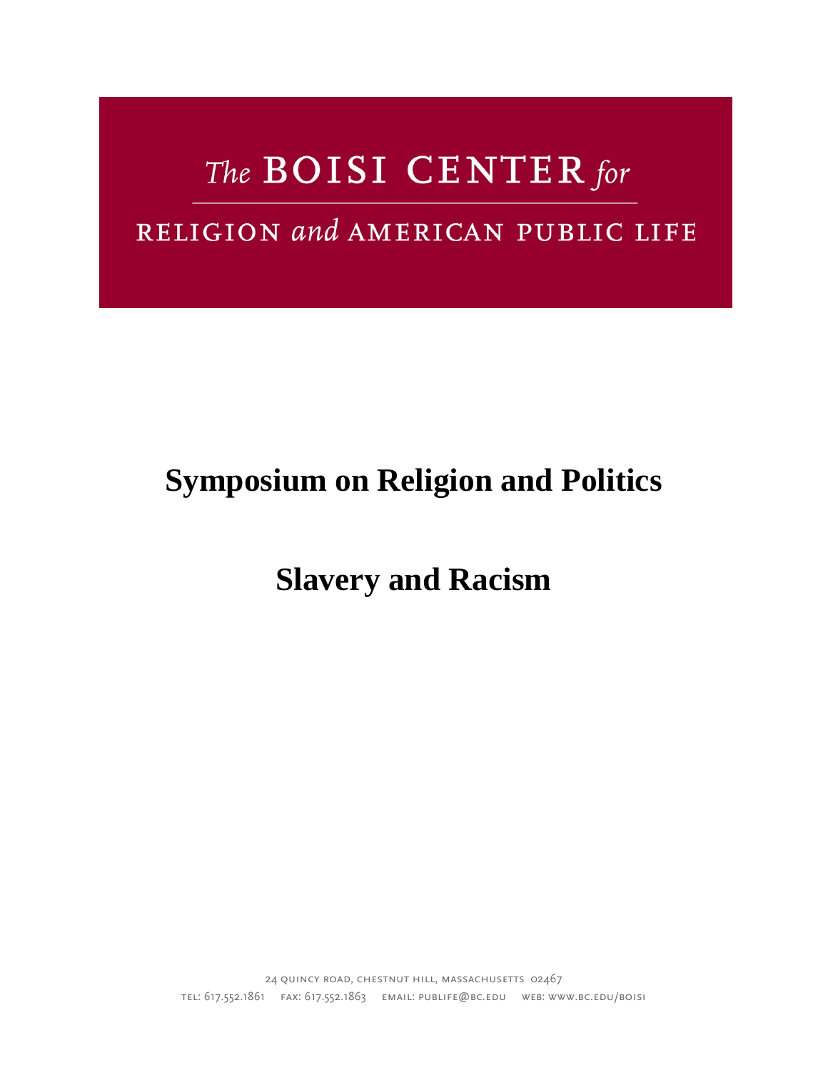The BOISI CENTER for

RELIGION and AMERICAN PUBLIC LIFE

# Symposium on Religion and Politics

# Slavery and Racism

24 Quincy Road, Chestnut Hill, Massachusetts 02467

tel: 617.552.1861 fax: 617.552.1863 email: publife@bc.edu web: www.bc.edu/boisi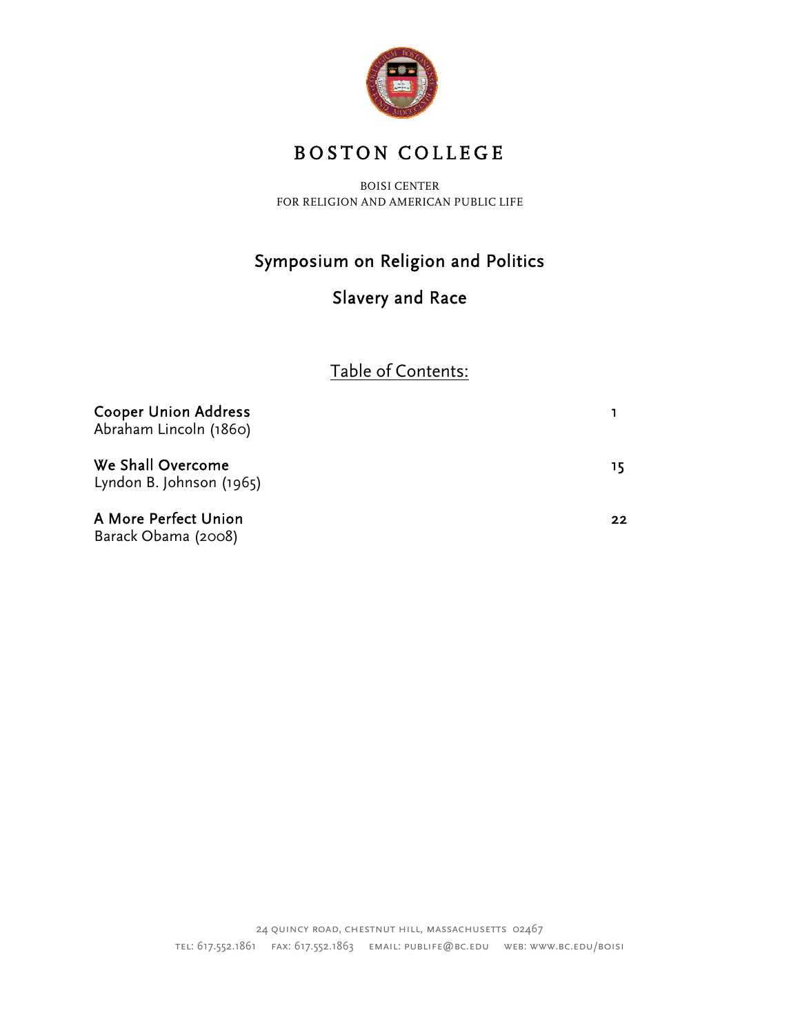# BOSTON COLLEGE

BOISI CENTER
FOR RELIGION AND AMERICAN PUBLIC LIFE

## Symposium on Religion and Politics

## Slavery and Race

### Table of Contents:

| | |
|---|---|
| **Cooper Union Address**<br>Abraham Lincoln (1860) | 1 |
| **We Shall Overcome**<br>Lyndon B. Johnson (1965) | 15 |
| **A More Perfect Union**<br>Barack Obama (2008) | 22 |

24 QUINCY ROAD, CHESTNUT HILL, MASSACHUSETTS 02467
TEL: 617.552.1861 FAX: 617.552.1863 EMAIL: PUBLIFE@BC.EDU WEB: WWW.BC.EDU/BOISI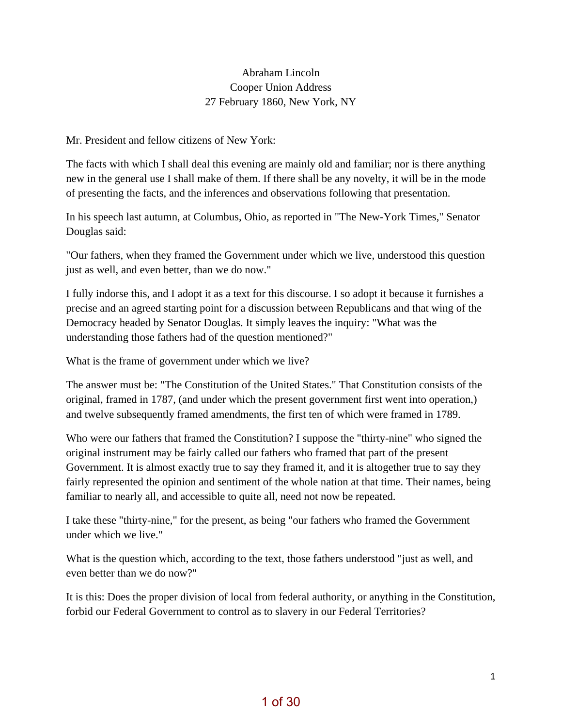Abraham Lincoln
Cooper Union Address
27 February 1860, New York, NY

Mr. President and fellow citizens of New York:

The facts with which I shall deal this evening are mainly old and familiar; nor is there anything new in the general use I shall make of them. If there shall be any novelty, it will be in the mode of presenting the facts, and the inferences and observations following that presentation.

In his speech last autumn, at Columbus, Ohio, as reported in "The New-York Times," Senator Douglas said:

"Our fathers, when they framed the Government under which we live, understood this question just as well, and even better, than we do now."

I fully indorse this, and I adopt it as a text for this discourse. I so adopt it because it furnishes a precise and an agreed starting point for a discussion between Republicans and that wing of the Democracy headed by Senator Douglas. It simply leaves the inquiry: "What was the understanding those fathers had of the question mentioned?"

What is the frame of government under which we live?

The answer must be: "The Constitution of the United States." That Constitution consists of the original, framed in 1787, (and under which the present government first went into operation,) and twelve subsequently framed amendments, the first ten of which were framed in 1789.

Who were our fathers that framed the Constitution? I suppose the "thirty-nine" who signed the original instrument may be fairly called our fathers who framed that part of the present Government. It is almost exactly true to say they framed it, and it is altogether true to say they fairly represented the opinion and sentiment of the whole nation at that time. Their names, being familiar to nearly all, and accessible to quite all, need not now be repeated.

I take these "thirty-nine," for the present, as being "our fathers who framed the Government under which we live."

What is the question which, according to the text, those fathers understood "just as well, and even better than we do now?"

It is this: Does the proper division of local from federal authority, or anything in the Constitution, forbid our Federal Government to control as to slavery in our Federal Territories?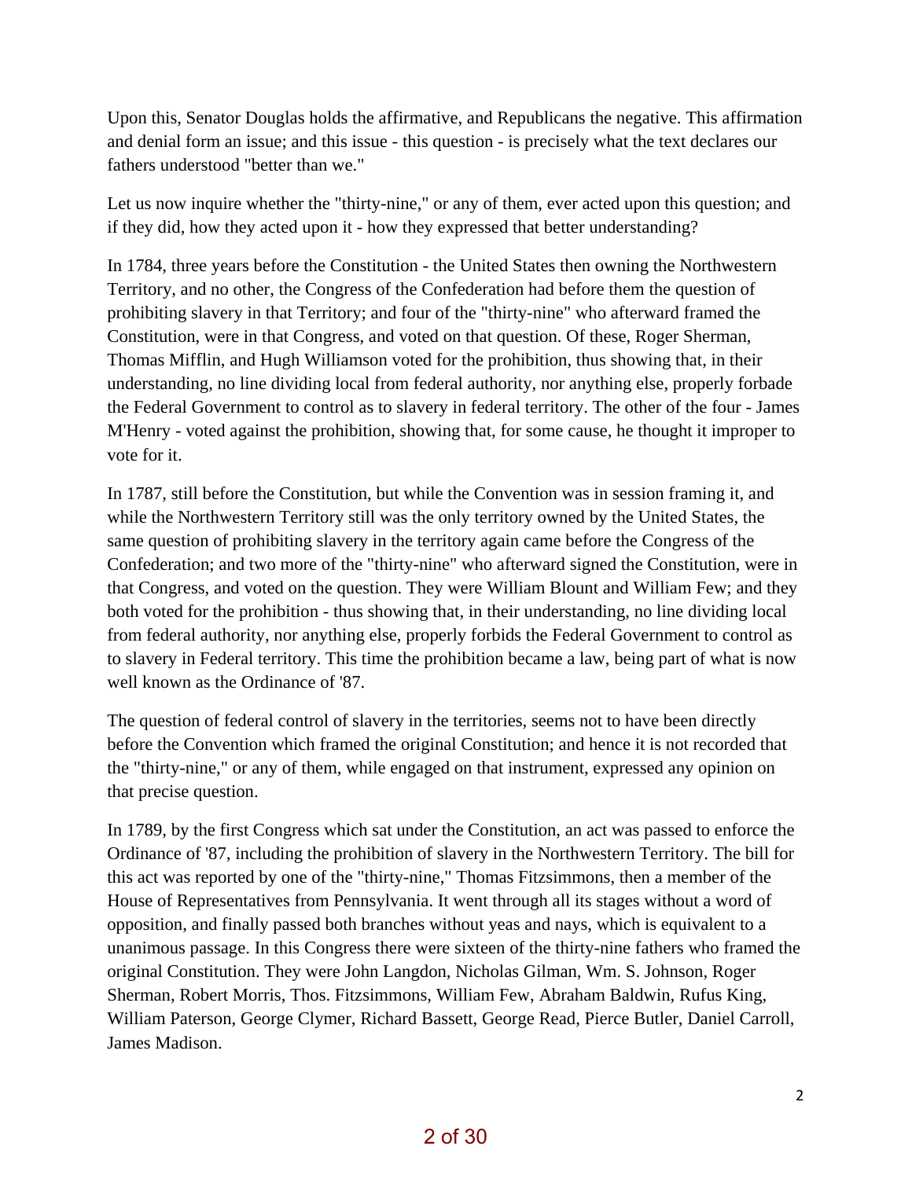Upon this, Senator Douglas holds the affirmative, and Republicans the negative. This affirmation and denial form an issue; and this issue - this question - is precisely what the text declares our fathers understood "better than we."

Let us now inquire whether the "thirty-nine," or any of them, ever acted upon this question; and if they did, how they acted upon it - how they expressed that better understanding?

In 1784, three years before the Constitution - the United States then owning the Northwestern Territory, and no other, the Congress of the Confederation had before them the question of prohibiting slavery in that Territory; and four of the "thirty-nine" who afterward framed the Constitution, were in that Congress, and voted on that question. Of these, Roger Sherman, Thomas Mifflin, and Hugh Williamson voted for the prohibition, thus showing that, in their understanding, no line dividing local from federal authority, nor anything else, properly forbade the Federal Government to control as to slavery in federal territory. The other of the four - James M'Henry - voted against the prohibition, showing that, for some cause, he thought it improper to vote for it.

In 1787, still before the Constitution, but while the Convention was in session framing it, and while the Northwestern Territory still was the only territory owned by the United States, the same question of prohibiting slavery in the territory again came before the Congress of the Confederation; and two more of the "thirty-nine" who afterward signed the Constitution, were in that Congress, and voted on the question. They were William Blount and William Few; and they both voted for the prohibition - thus showing that, in their understanding, no line dividing local from federal authority, nor anything else, properly forbids the Federal Government to control as to slavery in Federal territory. This time the prohibition became a law, being part of what is now well known as the Ordinance of '87.

The question of federal control of slavery in the territories, seems not to have been directly before the Convention which framed the original Constitution; and hence it is not recorded that the "thirty-nine," or any of them, while engaged on that instrument, expressed any opinion on that precise question.

In 1789, by the first Congress which sat under the Constitution, an act was passed to enforce the Ordinance of '87, including the prohibition of slavery in the Northwestern Territory. The bill for this act was reported by one of the "thirty-nine," Thomas Fitzsimmons, then a member of the House of Representatives from Pennsylvania. It went through all its stages without a word of opposition, and finally passed both branches without yeas and nays, which is equivalent to a unanimous passage. In this Congress there were sixteen of the thirty-nine fathers who framed the original Constitution. They were John Langdon, Nicholas Gilman, Wm. S. Johnson, Roger Sherman, Robert Morris, Thos. Fitzsimmons, William Few, Abraham Baldwin, Rufus King, William Paterson, George Clymer, Richard Bassett, George Read, Pierce Butler, Daniel Carroll, James Madison.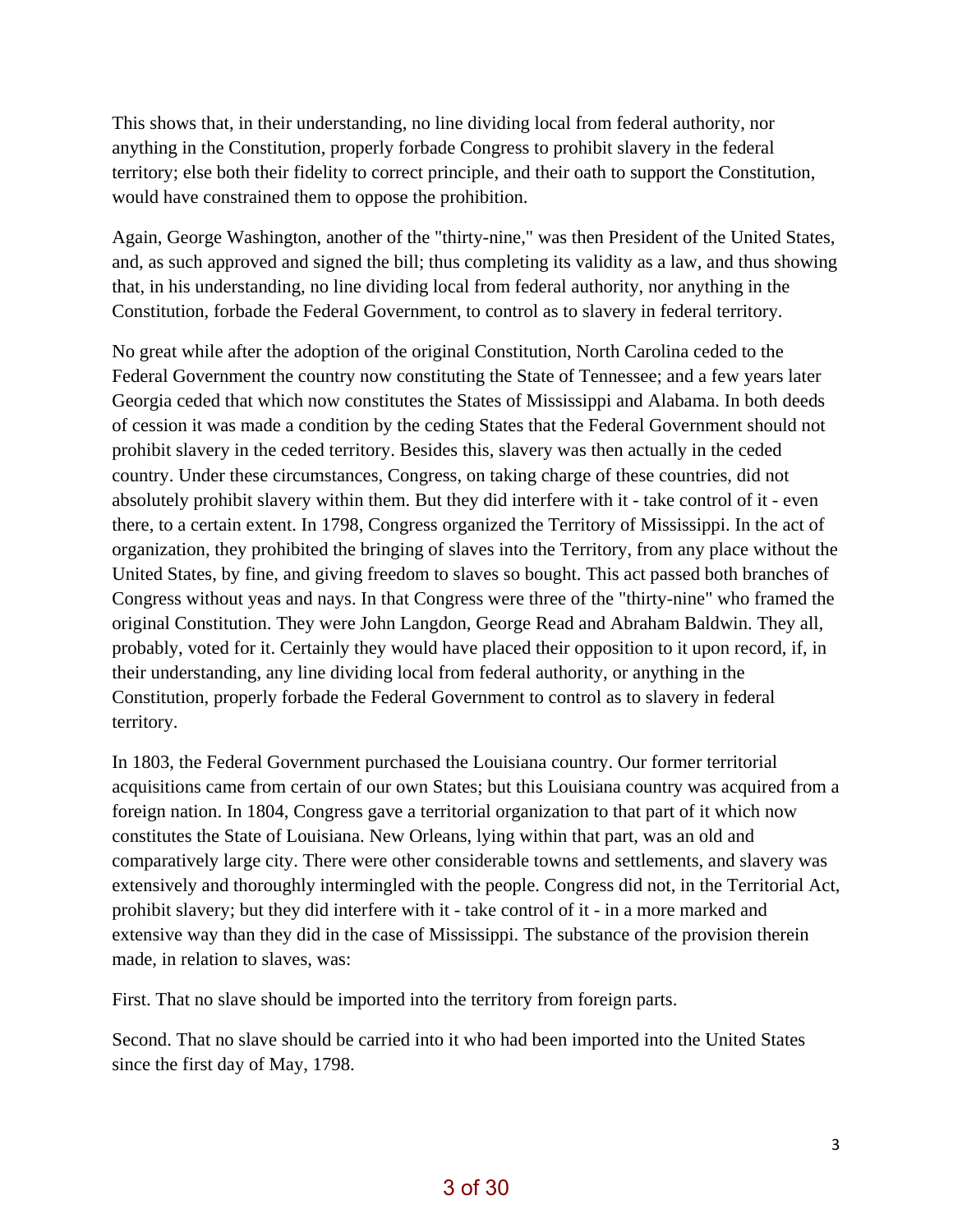This shows that, in their understanding, no line dividing local from federal authority, nor anything in the Constitution, properly forbade Congress to prohibit slavery in the federal territory; else both their fidelity to correct principle, and their oath to support the Constitution, would have constrained them to oppose the prohibition.

Again, George Washington, another of the "thirty-nine," was then President of the United States, and, as such approved and signed the bill; thus completing its validity as a law, and thus showing that, in his understanding, no line dividing local from federal authority, nor anything in the Constitution, forbade the Federal Government, to control as to slavery in federal territory.

No great while after the adoption of the original Constitution, North Carolina ceded to the Federal Government the country now constituting the State of Tennessee; and a few years later Georgia ceded that which now constitutes the States of Mississippi and Alabama. In both deeds of cession it was made a condition by the ceding States that the Federal Government should not prohibit slavery in the ceded territory. Besides this, slavery was then actually in the ceded country. Under these circumstances, Congress, on taking charge of these countries, did not absolutely prohibit slavery within them. But they did interfere with it - take control of it - even there, to a certain extent. In 1798, Congress organized the Territory of Mississippi. In the act of organization, they prohibited the bringing of slaves into the Territory, from any place without the United States, by fine, and giving freedom to slaves so bought. This act passed both branches of Congress without yeas and nays. In that Congress were three of the "thirty-nine" who framed the original Constitution. They were John Langdon, George Read and Abraham Baldwin. They all, probably, voted for it. Certainly they would have placed their opposition to it upon record, if, in their understanding, any line dividing local from federal authority, or anything in the Constitution, properly forbade the Federal Government to control as to slavery in federal territory.

In 1803, the Federal Government purchased the Louisiana country. Our former territorial acquisitions came from certain of our own States; but this Louisiana country was acquired from a foreign nation. In 1804, Congress gave a territorial organization to that part of it which now constitutes the State of Louisiana. New Orleans, lying within that part, was an old and comparatively large city. There were other considerable towns and settlements, and slavery was extensively and thoroughly intermingled with the people. Congress did not, in the Territorial Act, prohibit slavery; but they did interfere with it - take control of it - in a more marked and extensive way than they did in the case of Mississippi. The substance of the provision therein made, in relation to slaves, was:

First. That no slave should be imported into the territory from foreign parts.

Second. That no slave should be carried into it who had been imported into the United States since the first day of May, 1798.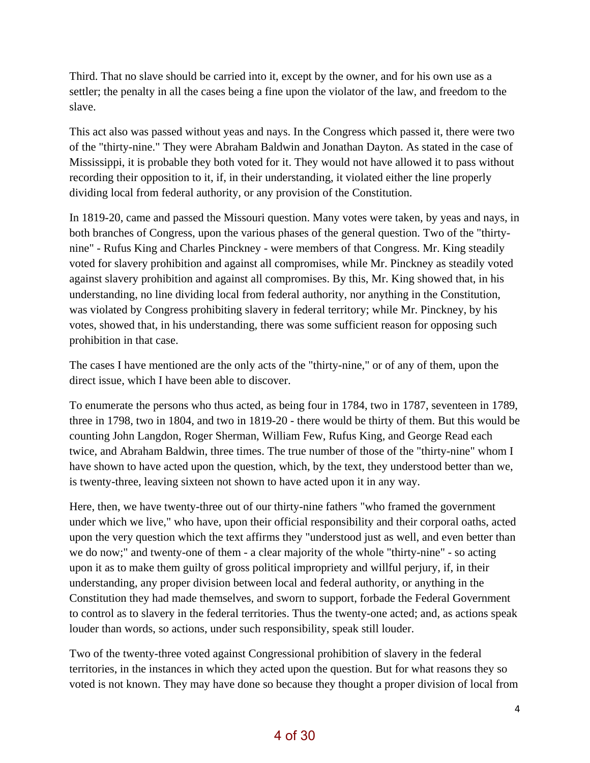Third. That no slave should be carried into it, except by the owner, and for his own use as a settler; the penalty in all the cases being a fine upon the violator of the law, and freedom to the slave.

This act also was passed without yeas and nays. In the Congress which passed it, there were two of the "thirty-nine." They were Abraham Baldwin and Jonathan Dayton. As stated in the case of Mississippi, it is probable they both voted for it. They would not have allowed it to pass without recording their opposition to it, if, in their understanding, it violated either the line properly dividing local from federal authority, or any provision of the Constitution.

In 1819-20, came and passed the Missouri question. Many votes were taken, by yeas and nays, in both branches of Congress, upon the various phases of the general question. Two of the "thirty-nine" - Rufus King and Charles Pinckney - were members of that Congress. Mr. King steadily voted for slavery prohibition and against all compromises, while Mr. Pinckney as steadily voted against slavery prohibition and against all compromises. By this, Mr. King showed that, in his understanding, no line dividing local from federal authority, nor anything in the Constitution, was violated by Congress prohibiting slavery in federal territory; while Mr. Pinckney, by his votes, showed that, in his understanding, there was some sufficient reason for opposing such prohibition in that case.

The cases I have mentioned are the only acts of the "thirty-nine," or of any of them, upon the direct issue, which I have been able to discover.

To enumerate the persons who thus acted, as being four in 1784, two in 1787, seventeen in 1789, three in 1798, two in 1804, and two in 1819-20 - there would be thirty of them. But this would be counting John Langdon, Roger Sherman, William Few, Rufus King, and George Read each twice, and Abraham Baldwin, three times. The true number of those of the "thirty-nine" whom I have shown to have acted upon the question, which, by the text, they understood better than we, is twenty-three, leaving sixteen not shown to have acted upon it in any way.

Here, then, we have twenty-three out of our thirty-nine fathers "who framed the government under which we live," who have, upon their official responsibility and their corporal oaths, acted upon the very question which the text affirms they "understood just as well, and even better than we do now;" and twenty-one of them - a clear majority of the whole "thirty-nine" - so acting upon it as to make them guilty of gross political impropriety and willful perjury, if, in their understanding, any proper division between local and federal authority, or anything in the Constitution they had made themselves, and sworn to support, forbade the Federal Government to control as to slavery in the federal territories. Thus the twenty-one acted; and, as actions speak louder than words, so actions, under such responsibility, speak still louder.

Two of the twenty-three voted against Congressional prohibition of slavery in the federal territories, in the instances in which they acted upon the question. But for what reasons they so voted is not known. They may have done so because they thought a proper division of local from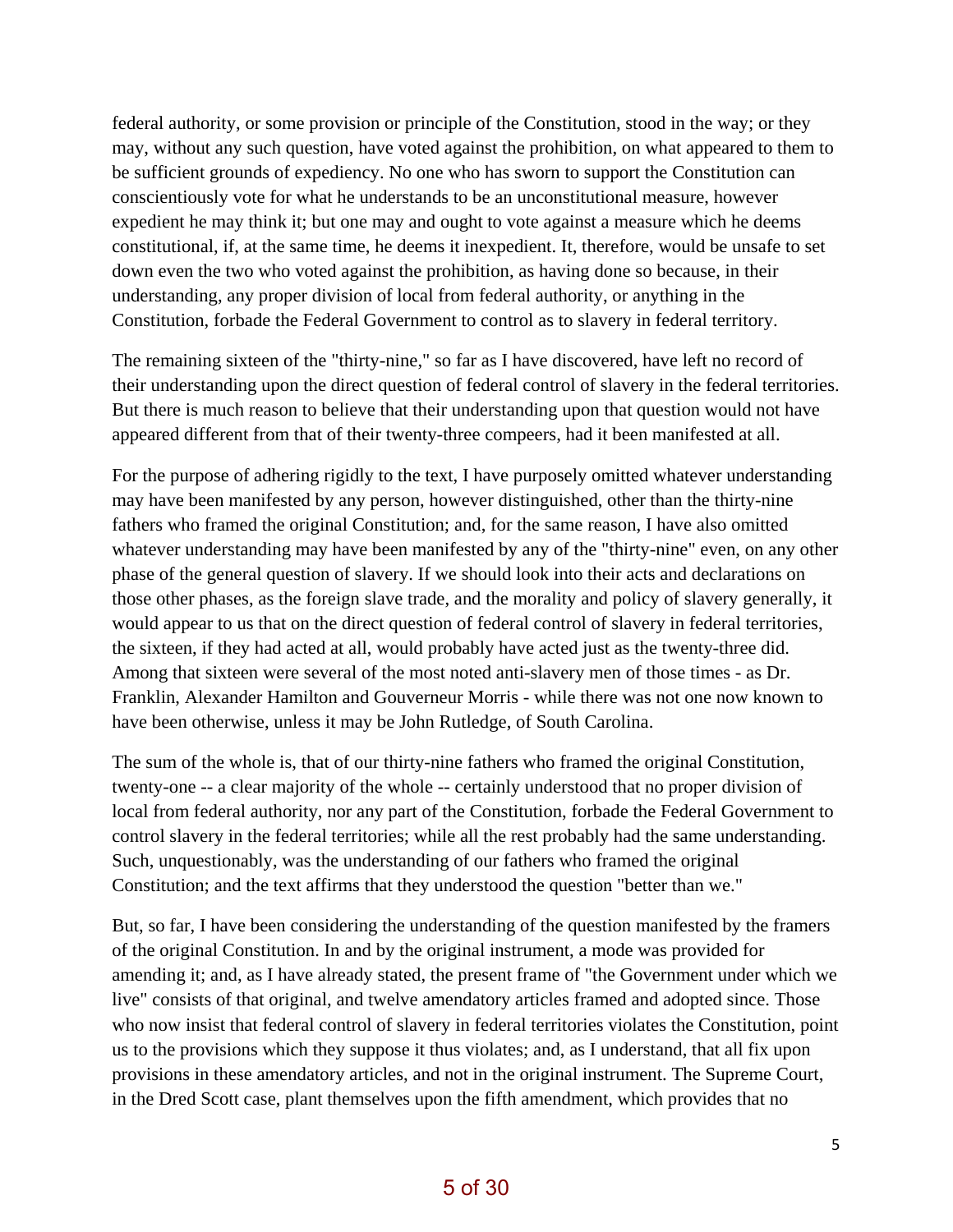federal authority, or some provision or principle of the Constitution, stood in the way; or they may, without any such question, have voted against the prohibition, on what appeared to them to be sufficient grounds of expediency. No one who has sworn to support the Constitution can conscientiously vote for what he understands to be an unconstitutional measure, however expedient he may think it; but one may and ought to vote against a measure which he deems constitutional, if, at the same time, he deems it inexpedient. It, therefore, would be unsafe to set down even the two who voted against the prohibition, as having done so because, in their understanding, any proper division of local from federal authority, or anything in the Constitution, forbade the Federal Government to control as to slavery in federal territory.

The remaining sixteen of the "thirty-nine," so far as I have discovered, have left no record of their understanding upon the direct question of federal control of slavery in the federal territories. But there is much reason to believe that their understanding upon that question would not have appeared different from that of their twenty-three compeers, had it been manifested at all.

For the purpose of adhering rigidly to the text, I have purposely omitted whatever understanding may have been manifested by any person, however distinguished, other than the thirty-nine fathers who framed the original Constitution; and, for the same reason, I have also omitted whatever understanding may have been manifested by any of the "thirty-nine" even, on any other phase of the general question of slavery. If we should look into their acts and declarations on those other phases, as the foreign slave trade, and the morality and policy of slavery generally, it would appear to us that on the direct question of federal control of slavery in federal territories, the sixteen, if they had acted at all, would probably have acted just as the twenty-three did. Among that sixteen were several of the most noted anti-slavery men of those times - as Dr. Franklin, Alexander Hamilton and Gouverneur Morris - while there was not one now known to have been otherwise, unless it may be John Rutledge, of South Carolina.

The sum of the whole is, that of our thirty-nine fathers who framed the original Constitution, twenty-one -- a clear majority of the whole -- certainly understood that no proper division of local from federal authority, nor any part of the Constitution, forbade the Federal Government to control slavery in the federal territories; while all the rest probably had the same understanding. Such, unquestionably, was the understanding of our fathers who framed the original Constitution; and the text affirms that they understood the question "better than we."

But, so far, I have been considering the understanding of the question manifested by the framers of the original Constitution. In and by the original instrument, a mode was provided for amending it; and, as I have already stated, the present frame of "the Government under which we live" consists of that original, and twelve amendatory articles framed and adopted since. Those who now insist that federal control of slavery in federal territories violates the Constitution, point us to the provisions which they suppose it thus violates; and, as I understand, that all fix upon provisions in these amendatory articles, and not in the original instrument. The Supreme Court, in the Dred Scott case, plant themselves upon the fifth amendment, which provides that no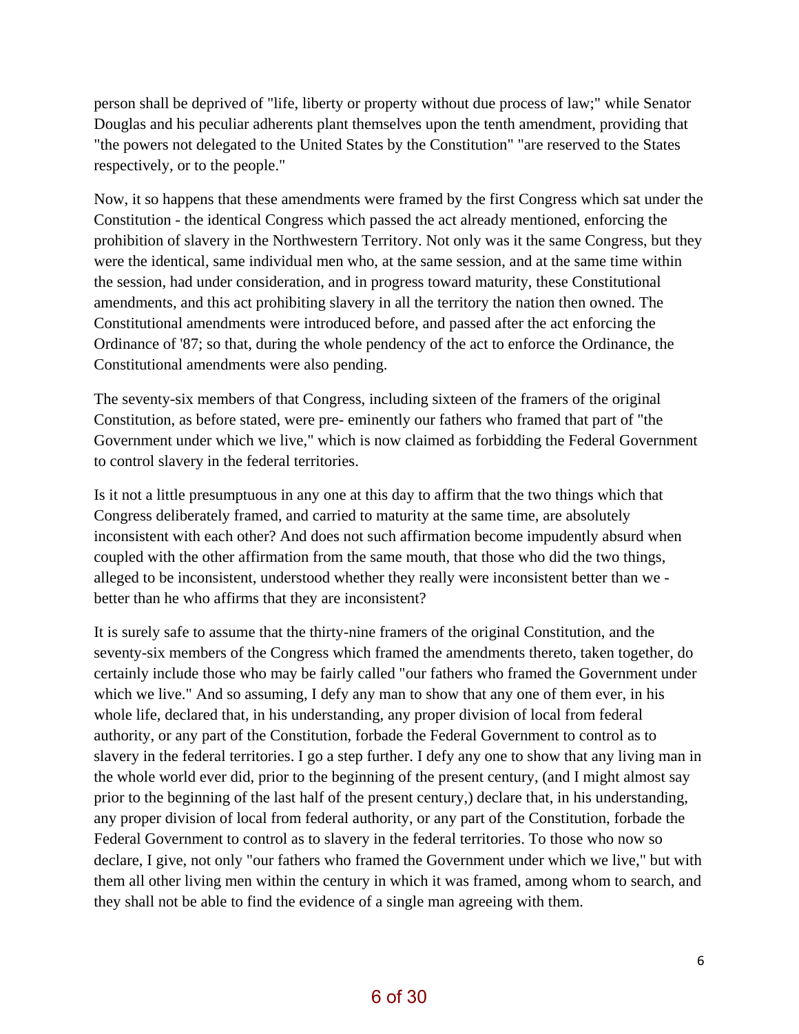person shall be deprived of "life, liberty or property without due process of law;" while Senator Douglas and his peculiar adherents plant themselves upon the tenth amendment, providing that "the powers not delegated to the United States by the Constitution" "are reserved to the States respectively, or to the people."

Now, it so happens that these amendments were framed by the first Congress which sat under the Constitution - the identical Congress which passed the act already mentioned, enforcing the prohibition of slavery in the Northwestern Territory. Not only was it the same Congress, but they were the identical, same individual men who, at the same session, and at the same time within the session, had under consideration, and in progress toward maturity, these Constitutional amendments, and this act prohibiting slavery in all the territory the nation then owned. The Constitutional amendments were introduced before, and passed after the act enforcing the Ordinance of '87; so that, during the whole pendency of the act to enforce the Ordinance, the Constitutional amendments were also pending.

The seventy-six members of that Congress, including sixteen of the framers of the original Constitution, as before stated, were pre- eminently our fathers who framed that part of "the Government under which we live," which is now claimed as forbidding the Federal Government to control slavery in the federal territories.

Is it not a little presumptuous in any one at this day to affirm that the two things which that Congress deliberately framed, and carried to maturity at the same time, are absolutely inconsistent with each other? And does not such affirmation become impudently absurd when coupled with the other affirmation from the same mouth, that those who did the two things, alleged to be inconsistent, understood whether they really were inconsistent better than we - better than he who affirms that they are inconsistent?

It is surely safe to assume that the thirty-nine framers of the original Constitution, and the seventy-six members of the Congress which framed the amendments thereto, taken together, do certainly include those who may be fairly called "our fathers who framed the Government under which we live." And so assuming, I defy any man to show that any one of them ever, in his whole life, declared that, in his understanding, any proper division of local from federal authority, or any part of the Constitution, forbade the Federal Government to control as to slavery in the federal territories. I go a step further. I defy any one to show that any living man in the whole world ever did, prior to the beginning of the present century, (and I might almost say prior to the beginning of the last half of the present century,) declare that, in his understanding, any proper division of local from federal authority, or any part of the Constitution, forbade the Federal Government to control as to slavery in the federal territories. To those who now so declare, I give, not only "our fathers who framed the Government under which we live," but with them all other living men within the century in which it was framed, among whom to search, and they shall not be able to find the evidence of a single man agreeing with them.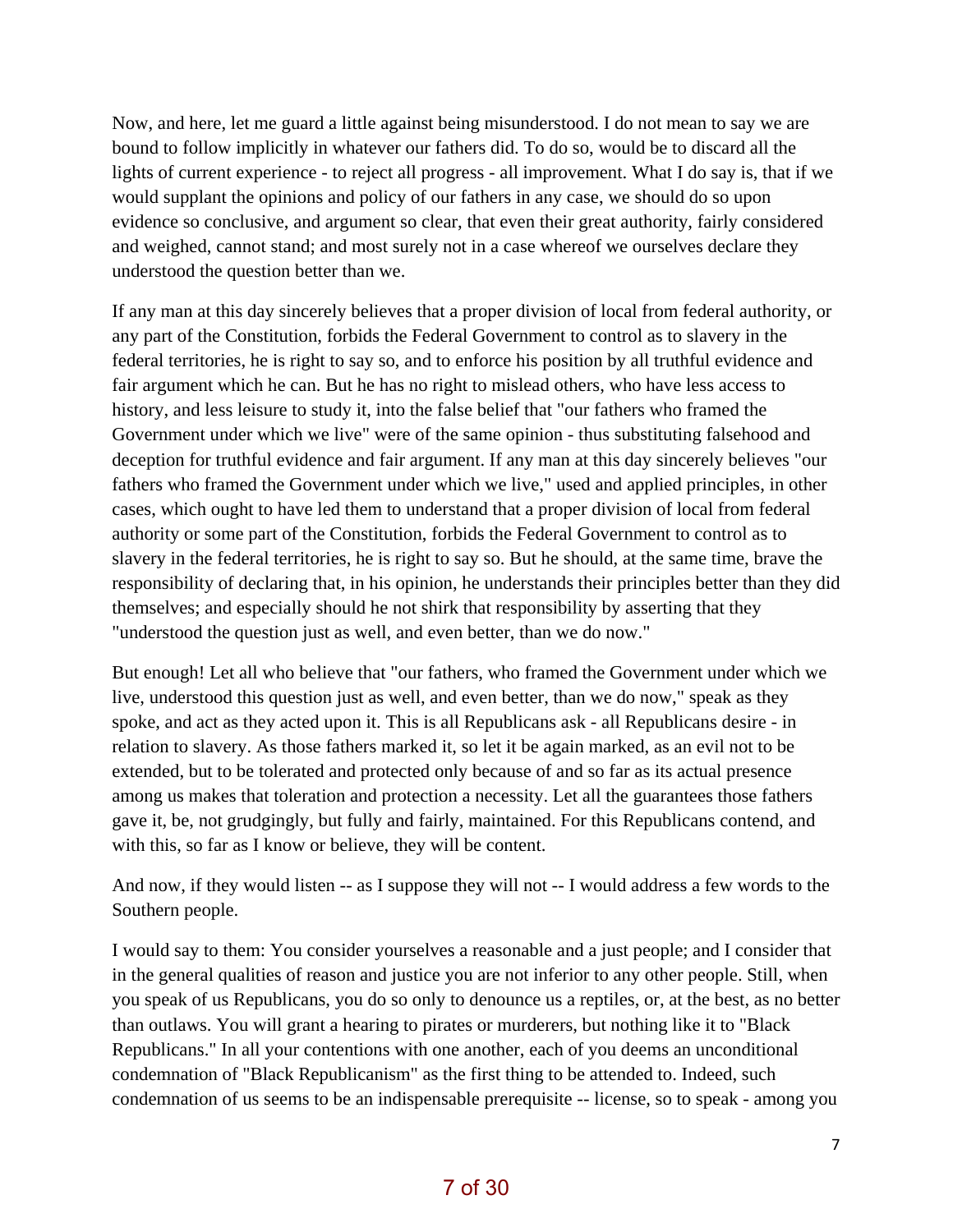Now, and here, let me guard a little against being misunderstood. I do not mean to say we are bound to follow implicitly in whatever our fathers did. To do so, would be to discard all the lights of current experience - to reject all progress - all improvement. What I do say is, that if we would supplant the opinions and policy of our fathers in any case, we should do so upon evidence so conclusive, and argument so clear, that even their great authority, fairly considered and weighed, cannot stand; and most surely not in a case whereof we ourselves declare they understood the question better than we.

If any man at this day sincerely believes that a proper division of local from federal authority, or any part of the Constitution, forbids the Federal Government to control as to slavery in the federal territories, he is right to say so, and to enforce his position by all truthful evidence and fair argument which he can. But he has no right to mislead others, who have less access to history, and less leisure to study it, into the false belief that "our fathers who framed the Government under which we live" were of the same opinion - thus substituting falsehood and deception for truthful evidence and fair argument. If any man at this day sincerely believes "our fathers who framed the Government under which we live," used and applied principles, in other cases, which ought to have led them to understand that a proper division of local from federal authority or some part of the Constitution, forbids the Federal Government to control as to slavery in the federal territories, he is right to say so. But he should, at the same time, brave the responsibility of declaring that, in his opinion, he understands their principles better than they did themselves; and especially should he not shirk that responsibility by asserting that they "understood the question just as well, and even better, than we do now."

But enough! Let all who believe that "our fathers, who framed the Government under which we live, understood this question just as well, and even better, than we do now," speak as they spoke, and act as they acted upon it. This is all Republicans ask - all Republicans desire - in relation to slavery. As those fathers marked it, so let it be again marked, as an evil not to be extended, but to be tolerated and protected only because of and so far as its actual presence among us makes that toleration and protection a necessity. Let all the guarantees those fathers gave it, be, not grudgingly, but fully and fairly, maintained. For this Republicans contend, and with this, so far as I know or believe, they will be content.

And now, if they would listen -- as I suppose they will not -- I would address a few words to the Southern people.

I would say to them: You consider yourselves a reasonable and a just people; and I consider that in the general qualities of reason and justice you are not inferior to any other people. Still, when you speak of us Republicans, you do so only to denounce us a reptiles, or, at the best, as no better than outlaws. You will grant a hearing to pirates or murderers, but nothing like it to "Black Republicans." In all your contentions with one another, each of you deems an unconditional condemnation of "Black Republicanism" as the first thing to be attended to. Indeed, such condemnation of us seems to be an indispensable prerequisite -- license, so to speak - among you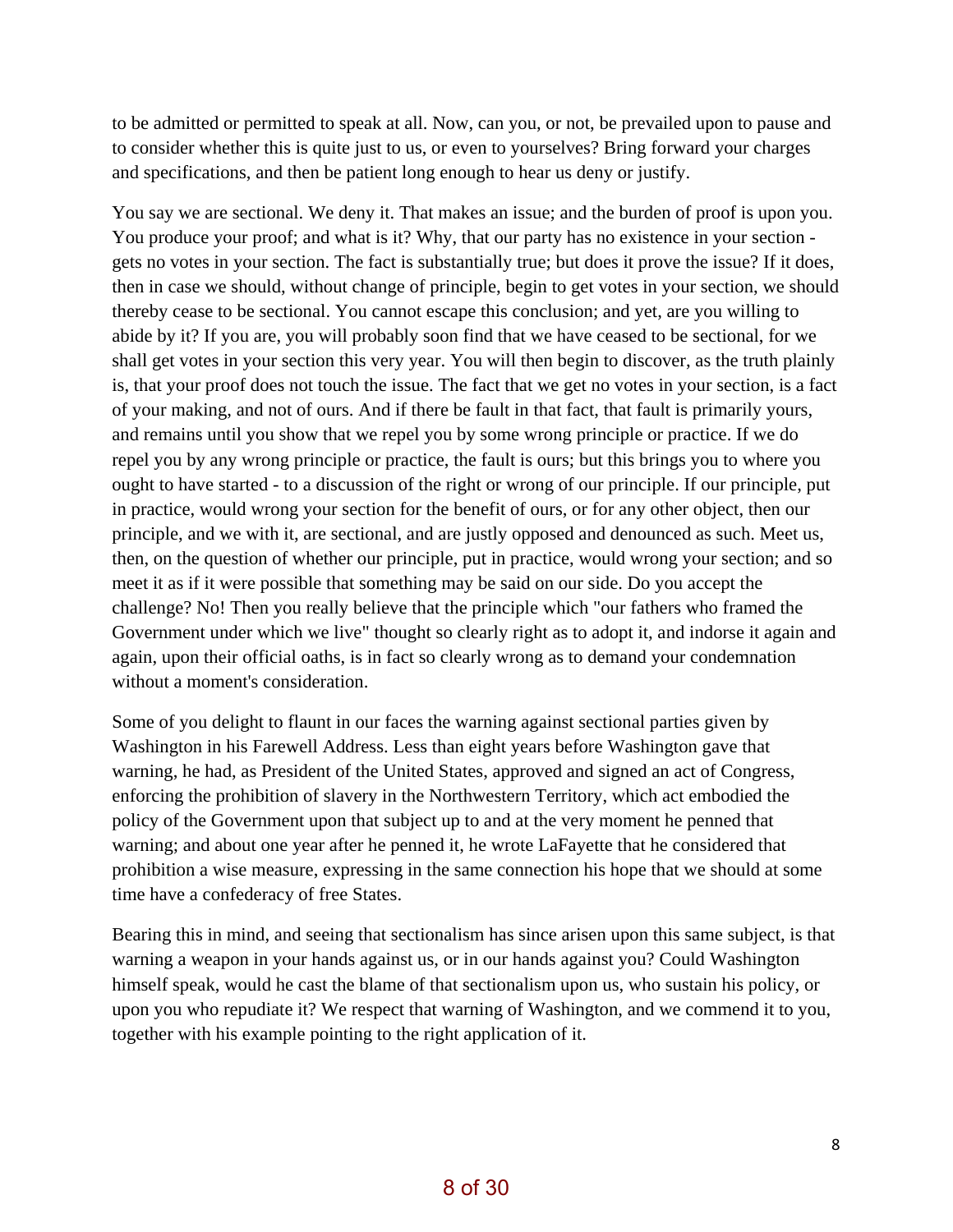to be admitted or permitted to speak at all. Now, can you, or not, be prevailed upon to pause and to consider whether this is quite just to us, or even to yourselves? Bring forward your charges and specifications, and then be patient long enough to hear us deny or justify.

You say we are sectional. We deny it. That makes an issue; and the burden of proof is upon you. You produce your proof; and what is it? Why, that our party has no existence in your section - gets no votes in your section. The fact is substantially true; but does it prove the issue? If it does, then in case we should, without change of principle, begin to get votes in your section, we should thereby cease to be sectional. You cannot escape this conclusion; and yet, are you willing to abide by it? If you are, you will probably soon find that we have ceased to be sectional, for we shall get votes in your section this very year. You will then begin to discover, as the truth plainly is, that your proof does not touch the issue. The fact that we get no votes in your section, is a fact of your making, and not of ours. And if there be fault in that fact, that fault is primarily yours, and remains until you show that we repel you by some wrong principle or practice. If we do repel you by any wrong principle or practice, the fault is ours; but this brings you to where you ought to have started - to a discussion of the right or wrong of our principle. If our principle, put in practice, would wrong your section for the benefit of ours, or for any other object, then our principle, and we with it, are sectional, and are justly opposed and denounced as such. Meet us, then, on the question of whether our principle, put in practice, would wrong your section; and so meet it as if it were possible that something may be said on our side. Do you accept the challenge? No! Then you really believe that the principle which "our fathers who framed the Government under which we live" thought so clearly right as to adopt it, and indorse it again and again, upon their official oaths, is in fact so clearly wrong as to demand your condemnation without a moment's consideration.

Some of you delight to flaunt in our faces the warning against sectional parties given by Washington in his Farewell Address. Less than eight years before Washington gave that warning, he had, as President of the United States, approved and signed an act of Congress, enforcing the prohibition of slavery in the Northwestern Territory, which act embodied the policy of the Government upon that subject up to and at the very moment he penned that warning; and about one year after he penned it, he wrote LaFayette that he considered that prohibition a wise measure, expressing in the same connection his hope that we should at some time have a confederacy of free States.

Bearing this in mind, and seeing that sectionalism has since arisen upon this same subject, is that warning a weapon in your hands against us, or in our hands against you? Could Washington himself speak, would he cast the blame of that sectionalism upon us, who sustain his policy, or upon you who repudiate it? We respect that warning of Washington, and we commend it to you, together with his example pointing to the right application of it.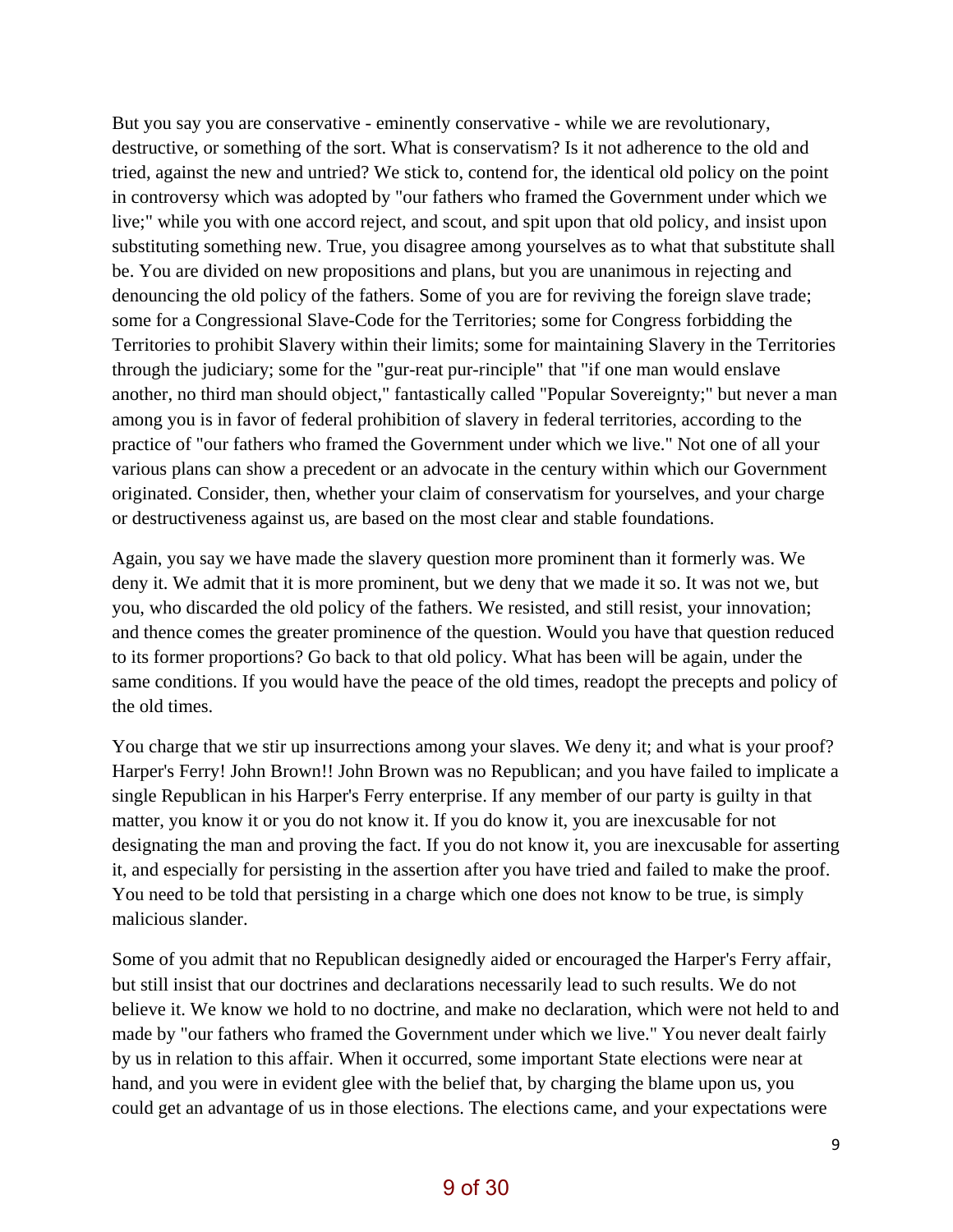But you say you are conservative - eminently conservative - while we are revolutionary, destructive, or something of the sort. What is conservatism? Is it not adherence to the old and tried, against the new and untried? We stick to, contend for, the identical old policy on the point in controversy which was adopted by "our fathers who framed the Government under which we live;" while you with one accord reject, and scout, and spit upon that old policy, and insist upon substituting something new. True, you disagree among yourselves as to what that substitute shall be. You are divided on new propositions and plans, but you are unanimous in rejecting and denouncing the old policy of the fathers. Some of you are for reviving the foreign slave trade; some for a Congressional Slave-Code for the Territories; some for Congress forbidding the Territories to prohibit Slavery within their limits; some for maintaining Slavery in the Territories through the judiciary; some for the "gur-reat pur-rinciple" that "if one man would enslave another, no third man should object," fantastically called "Popular Sovereignty;" but never a man among you is in favor of federal prohibition of slavery in federal territories, according to the practice of "our fathers who framed the Government under which we live." Not one of all your various plans can show a precedent or an advocate in the century within which our Government originated. Consider, then, whether your claim of conservatism for yourselves, and your charge or destructiveness against us, are based on the most clear and stable foundations.

Again, you say we have made the slavery question more prominent than it formerly was. We deny it. We admit that it is more prominent, but we deny that we made it so. It was not we, but you, who discarded the old policy of the fathers. We resisted, and still resist, your innovation; and thence comes the greater prominence of the question. Would you have that question reduced to its former proportions? Go back to that old policy. What has been will be again, under the same conditions. If you would have the peace of the old times, readopt the precepts and policy of the old times.

You charge that we stir up insurrections among your slaves. We deny it; and what is your proof? Harper's Ferry! John Brown!! John Brown was no Republican; and you have failed to implicate a single Republican in his Harper's Ferry enterprise. If any member of our party is guilty in that matter, you know it or you do not know it. If you do know it, you are inexcusable for not designating the man and proving the fact. If you do not know it, you are inexcusable for asserting it, and especially for persisting in the assertion after you have tried and failed to make the proof. You need to be told that persisting in a charge which one does not know to be true, is simply malicious slander.

Some of you admit that no Republican designedly aided or encouraged the Harper's Ferry affair, but still insist that our doctrines and declarations necessarily lead to such results. We do not believe it. We know we hold to no doctrine, and make no declaration, which were not held to and made by "our fathers who framed the Government under which we live." You never dealt fairly by us in relation to this affair. When it occurred, some important State elections were near at hand, and you were in evident glee with the belief that, by charging the blame upon us, you could get an advantage of us in those elections. The elections came, and your expectations were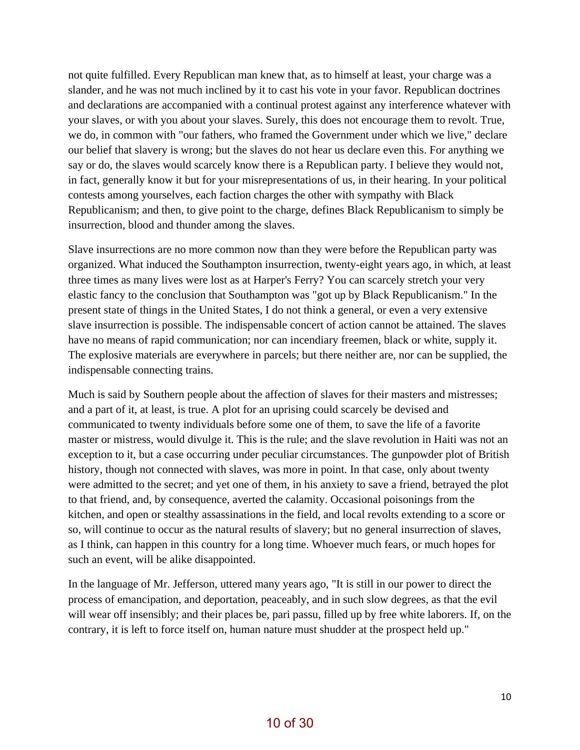not quite fulfilled. Every Republican man knew that, as to himself at least, your charge was a slander, and he was not much inclined by it to cast his vote in your favor. Republican doctrines and declarations are accompanied with a continual protest against any interference whatever with your slaves, or with you about your slaves. Surely, this does not encourage them to revolt. True, we do, in common with "our fathers, who framed the Government under which we live," declare our belief that slavery is wrong; but the slaves do not hear us declare even this. For anything we say or do, the slaves would scarcely know there is a Republican party. I believe they would not, in fact, generally know it but for your misrepresentations of us, in their hearing. In your political contests among yourselves, each faction charges the other with sympathy with Black Republicanism; and then, to give point to the charge, defines Black Republicanism to simply be insurrection, blood and thunder among the slaves.

Slave insurrections are no more common now than they were before the Republican party was organized. What induced the Southampton insurrection, twenty-eight years ago, in which, at least three times as many lives were lost as at Harper's Ferry? You can scarcely stretch your very elastic fancy to the conclusion that Southampton was "got up by Black Republicanism." In the present state of things in the United States, I do not think a general, or even a very extensive slave insurrection is possible. The indispensable concert of action cannot be attained. The slaves have no means of rapid communication; nor can incendiary freemen, black or white, supply it. The explosive materials are everywhere in parcels; but there neither are, nor can be supplied, the indispensable connecting trains.

Much is said by Southern people about the affection of slaves for their masters and mistresses; and a part of it, at least, is true. A plot for an uprising could scarcely be devised and communicated to twenty individuals before some one of them, to save the life of a favorite master or mistress, would divulge it. This is the rule; and the slave revolution in Haiti was not an exception to it, but a case occurring under peculiar circumstances. The gunpowder plot of British history, though not connected with slaves, was more in point. In that case, only about twenty were admitted to the secret; and yet one of them, in his anxiety to save a friend, betrayed the plot to that friend, and, by consequence, averted the calamity. Occasional poisonings from the kitchen, and open or stealthy assassinations in the field, and local revolts extending to a score or so, will continue to occur as the natural results of slavery; but no general insurrection of slaves, as I think, can happen in this country for a long time. Whoever much fears, or much hopes for such an event, will be alike disappointed.

In the language of Mr. Jefferson, uttered many years ago, "It is still in our power to direct the process of emancipation, and deportation, peaceably, and in such slow degrees, as that the evil will wear off insensibly; and their places be, pari passu, filled up by free white laborers. If, on the contrary, it is left to force itself on, human nature must shudder at the prospect held up."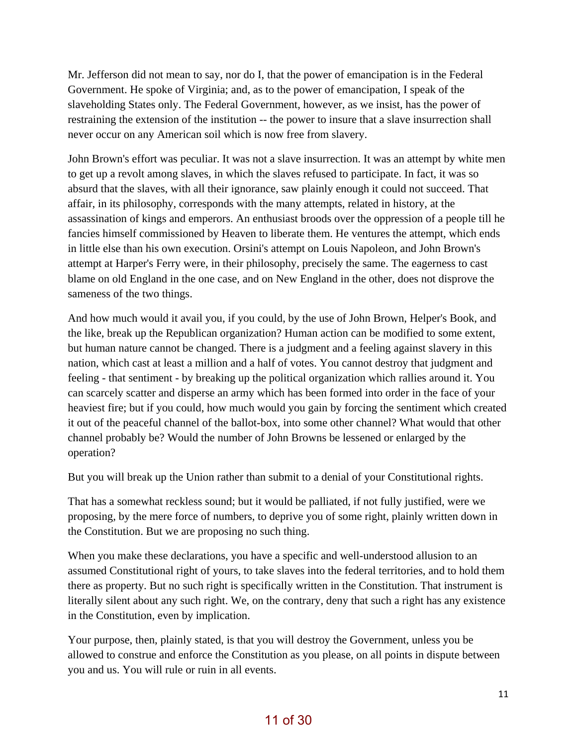Mr. Jefferson did not mean to say, nor do I, that the power of emancipation is in the Federal Government. He spoke of Virginia; and, as to the power of emancipation, I speak of the slaveholding States only. The Federal Government, however, as we insist, has the power of restraining the extension of the institution -- the power to insure that a slave insurrection shall never occur on any American soil which is now free from slavery.

John Brown's effort was peculiar. It was not a slave insurrection. It was an attempt by white men to get up a revolt among slaves, in which the slaves refused to participate. In fact, it was so absurd that the slaves, with all their ignorance, saw plainly enough it could not succeed. That affair, in its philosophy, corresponds with the many attempts, related in history, at the assassination of kings and emperors. An enthusiast broods over the oppression of a people till he fancies himself commissioned by Heaven to liberate them. He ventures the attempt, which ends in little else than his own execution. Orsini's attempt on Louis Napoleon, and John Brown's attempt at Harper's Ferry were, in their philosophy, precisely the same. The eagerness to cast blame on old England in the one case, and on New England in the other, does not disprove the sameness of the two things.

And how much would it avail you, if you could, by the use of John Brown, Helper's Book, and the like, break up the Republican organization? Human action can be modified to some extent, but human nature cannot be changed. There is a judgment and a feeling against slavery in this nation, which cast at least a million and a half of votes. You cannot destroy that judgment and feeling - that sentiment - by breaking up the political organization which rallies around it. You can scarcely scatter and disperse an army which has been formed into order in the face of your heaviest fire; but if you could, how much would you gain by forcing the sentiment which created it out of the peaceful channel of the ballot-box, into some other channel? What would that other channel probably be? Would the number of John Browns be lessened or enlarged by the operation?

But you will break up the Union rather than submit to a denial of your Constitutional rights.

That has a somewhat reckless sound; but it would be palliated, if not fully justified, were we proposing, by the mere force of numbers, to deprive you of some right, plainly written down in the Constitution. But we are proposing no such thing.

When you make these declarations, you have a specific and well-understood allusion to an assumed Constitutional right of yours, to take slaves into the federal territories, and to hold them there as property. But no such right is specifically written in the Constitution. That instrument is literally silent about any such right. We, on the contrary, deny that such a right has any existence in the Constitution, even by implication.

Your purpose, then, plainly stated, is that you will destroy the Government, unless you be allowed to construe and enforce the Constitution as you please, on all points in dispute between you and us. You will rule or ruin in all events.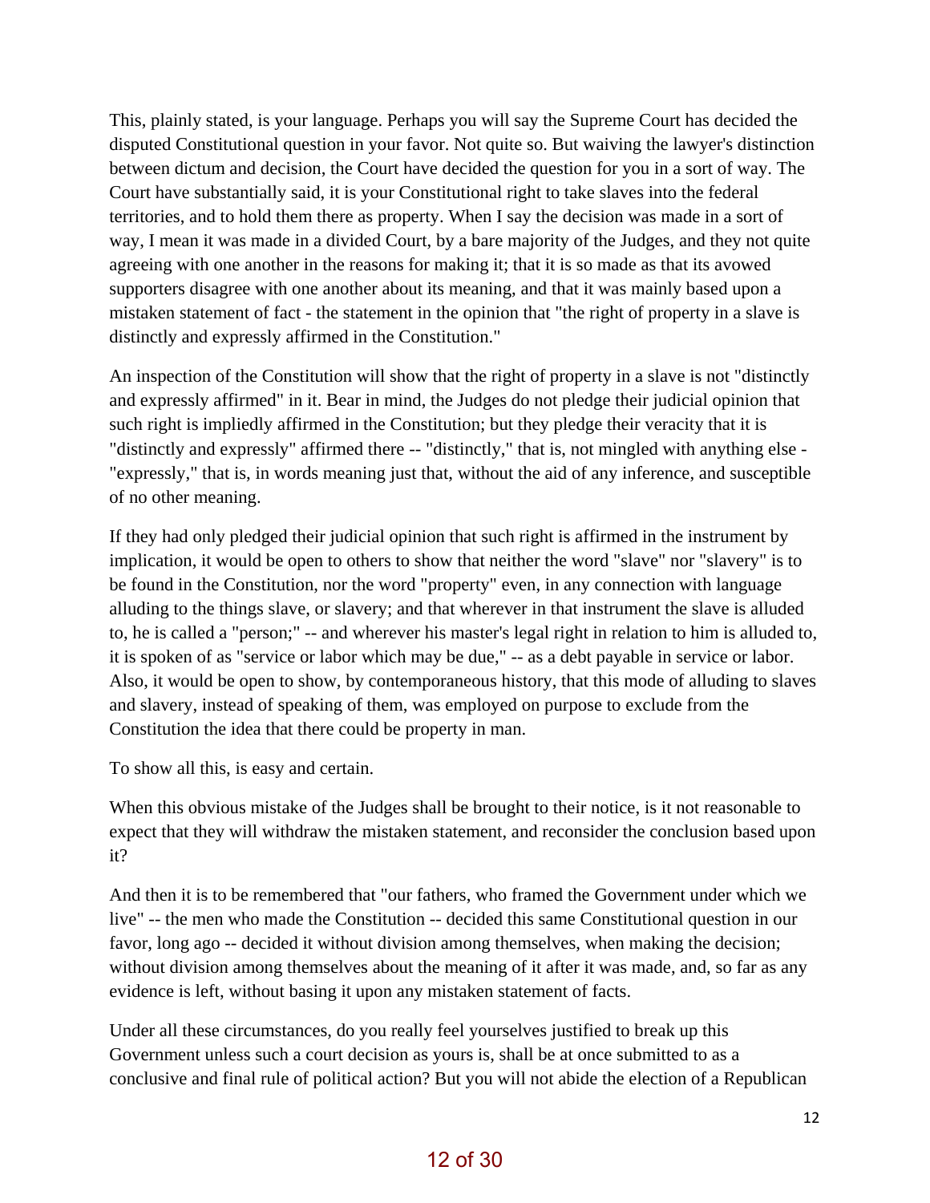This, plainly stated, is your language. Perhaps you will say the Supreme Court has decided the disputed Constitutional question in your favor. Not quite so. But waiving the lawyer's distinction between dictum and decision, the Court have decided the question for you in a sort of way. The Court have substantially said, it is your Constitutional right to take slaves into the federal territories, and to hold them there as property. When I say the decision was made in a sort of way, I mean it was made in a divided Court, by a bare majority of the Judges, and they not quite agreeing with one another in the reasons for making it; that it is so made as that its avowed supporters disagree with one another about its meaning, and that it was mainly based upon a mistaken statement of fact - the statement in the opinion that "the right of property in a slave is distinctly and expressly affirmed in the Constitution."

An inspection of the Constitution will show that the right of property in a slave is not "distinctly and expressly affirmed" in it. Bear in mind, the Judges do not pledge their judicial opinion that such right is impliedly affirmed in the Constitution; but they pledge their veracity that it is "distinctly and expressly" affirmed there -- "distinctly," that is, not mingled with anything else - "expressly," that is, in words meaning just that, without the aid of any inference, and susceptible of no other meaning.

If they had only pledged their judicial opinion that such right is affirmed in the instrument by implication, it would be open to others to show that neither the word "slave" nor "slavery" is to be found in the Constitution, nor the word "property" even, in any connection with language alluding to the things slave, or slavery; and that wherever in that instrument the slave is alluded to, he is called a "person;" -- and wherever his master's legal right in relation to him is alluded to, it is spoken of as "service or labor which may be due," -- as a debt payable in service or labor. Also, it would be open to show, by contemporaneous history, that this mode of alluding to slaves and slavery, instead of speaking of them, was employed on purpose to exclude from the Constitution the idea that there could be property in man.

To show all this, is easy and certain.

When this obvious mistake of the Judges shall be brought to their notice, is it not reasonable to expect that they will withdraw the mistaken statement, and reconsider the conclusion based upon it?

And then it is to be remembered that "our fathers, who framed the Government under which we live" -- the men who made the Constitution -- decided this same Constitutional question in our favor, long ago -- decided it without division among themselves, when making the decision; without division among themselves about the meaning of it after it was made, and, so far as any evidence is left, without basing it upon any mistaken statement of facts.

Under all these circumstances, do you really feel yourselves justified to break up this Government unless such a court decision as yours is, shall be at once submitted to as a conclusive and final rule of political action? But you will not abide the election of a Republican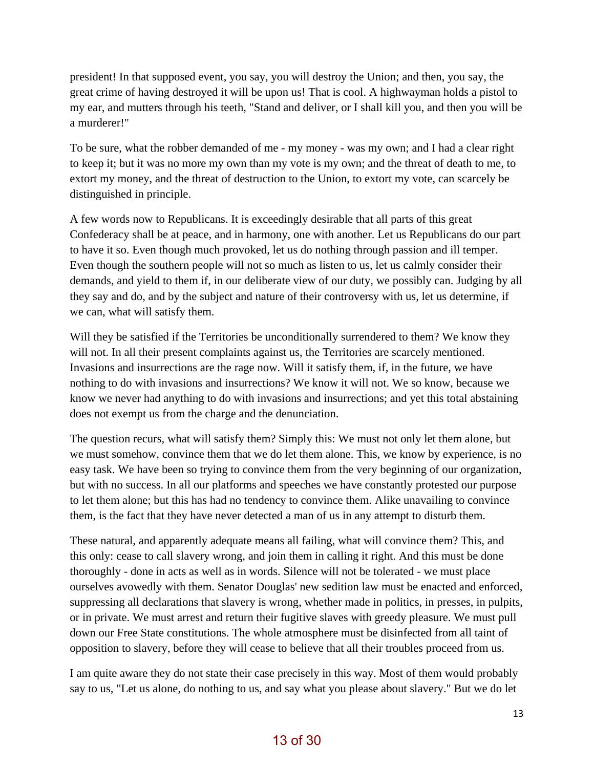president! In that supposed event, you say, you will destroy the Union; and then, you say, the great crime of having destroyed it will be upon us! That is cool. A highwayman holds a pistol to my ear, and mutters through his teeth, "Stand and deliver, or I shall kill you, and then you will be a murderer!"

To be sure, what the robber demanded of me - my money - was my own; and I had a clear right to keep it; but it was no more my own than my vote is my own; and the threat of death to me, to extort my money, and the threat of destruction to the Union, to extort my vote, can scarcely be distinguished in principle.

A few words now to Republicans. It is exceedingly desirable that all parts of this great Confederacy shall be at peace, and in harmony, one with another. Let us Republicans do our part to have it so. Even though much provoked, let us do nothing through passion and ill temper. Even though the southern people will not so much as listen to us, let us calmly consider their demands, and yield to them if, in our deliberate view of our duty, we possibly can. Judging by all they say and do, and by the subject and nature of their controversy with us, let us determine, if we can, what will satisfy them.

Will they be satisfied if the Territories be unconditionally surrendered to them? We know they will not. In all their present complaints against us, the Territories are scarcely mentioned. Invasions and insurrections are the rage now. Will it satisfy them, if, in the future, we have nothing to do with invasions and insurrections? We know it will not. We so know, because we know we never had anything to do with invasions and insurrections; and yet this total abstaining does not exempt us from the charge and the denunciation.

The question recurs, what will satisfy them? Simply this: We must not only let them alone, but we must somehow, convince them that we do let them alone. This, we know by experience, is no easy task. We have been so trying to convince them from the very beginning of our organization, but with no success. In all our platforms and speeches we have constantly protested our purpose to let them alone; but this has had no tendency to convince them. Alike unavailing to convince them, is the fact that they have never detected a man of us in any attempt to disturb them.

These natural, and apparently adequate means all failing, what will convince them? This, and this only: cease to call slavery wrong, and join them in calling it right. And this must be done thoroughly - done in acts as well as in words. Silence will not be tolerated - we must place ourselves avowedly with them. Senator Douglas' new sedition law must be enacted and enforced, suppressing all declarations that slavery is wrong, whether made in politics, in presses, in pulpits, or in private. We must arrest and return their fugitive slaves with greedy pleasure. We must pull down our Free State constitutions. The whole atmosphere must be disinfected from all taint of opposition to slavery, before they will cease to believe that all their troubles proceed from us.

I am quite aware they do not state their case precisely in this way. Most of them would probably say to us, "Let us alone, do nothing to us, and say what you please about slavery." But we do let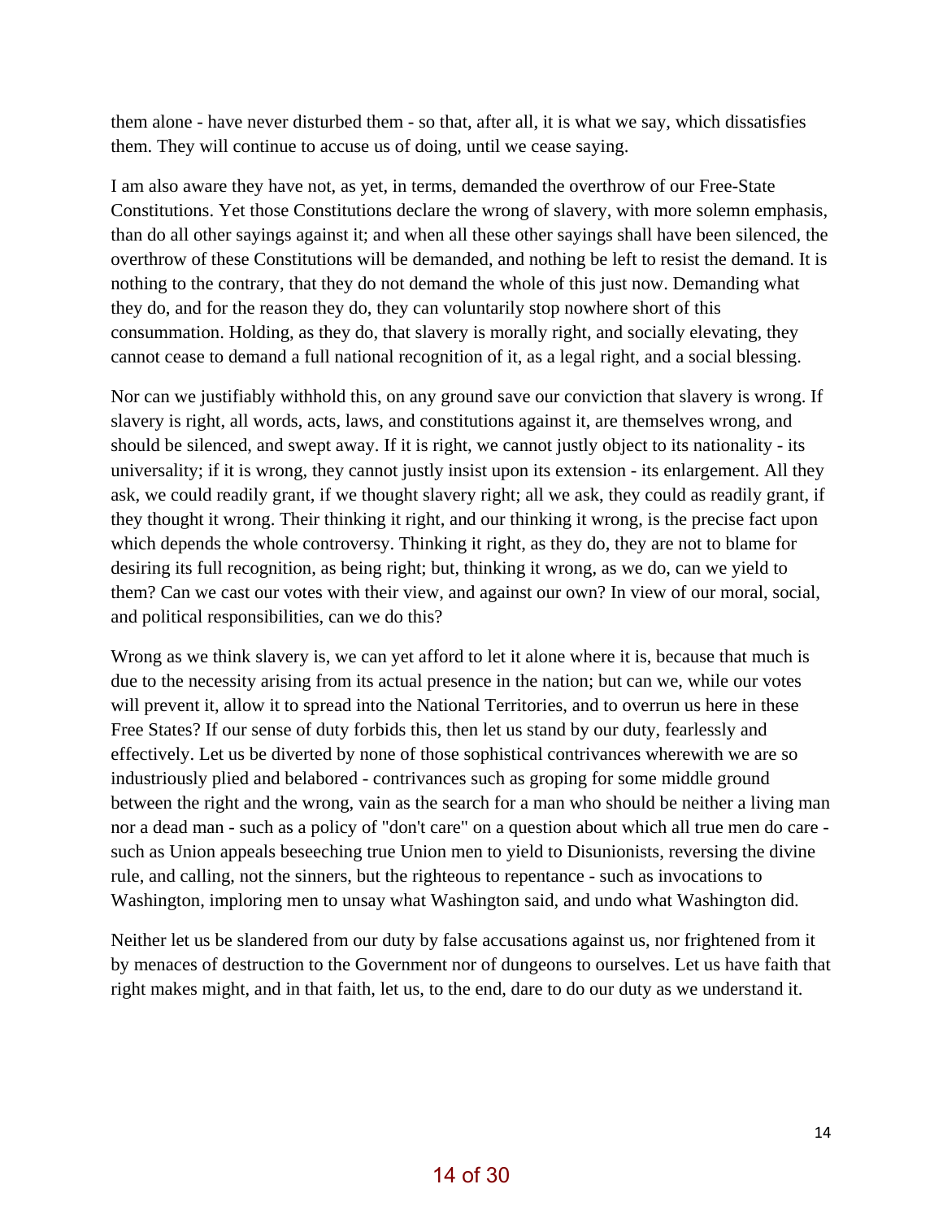them alone - have never disturbed them - so that, after all, it is what we say, which dissatisfies them. They will continue to accuse us of doing, until we cease saying.

I am also aware they have not, as yet, in terms, demanded the overthrow of our Free-State Constitutions. Yet those Constitutions declare the wrong of slavery, with more solemn emphasis, than do all other sayings against it; and when all these other sayings shall have been silenced, the overthrow of these Constitutions will be demanded, and nothing be left to resist the demand. It is nothing to the contrary, that they do not demand the whole of this just now. Demanding what they do, and for the reason they do, they can voluntarily stop nowhere short of this consummation. Holding, as they do, that slavery is morally right, and socially elevating, they cannot cease to demand a full national recognition of it, as a legal right, and a social blessing.

Nor can we justifiably withhold this, on any ground save our conviction that slavery is wrong. If slavery is right, all words, acts, laws, and constitutions against it, are themselves wrong, and should be silenced, and swept away. If it is right, we cannot justly object to its nationality - its universality; if it is wrong, they cannot justly insist upon its extension - its enlargement. All they ask, we could readily grant, if we thought slavery right; all we ask, they could as readily grant, if they thought it wrong. Their thinking it right, and our thinking it wrong, is the precise fact upon which depends the whole controversy. Thinking it right, as they do, they are not to blame for desiring its full recognition, as being right; but, thinking it wrong, as we do, can we yield to them? Can we cast our votes with their view, and against our own? In view of our moral, social, and political responsibilities, can we do this?

Wrong as we think slavery is, we can yet afford to let it alone where it is, because that much is due to the necessity arising from its actual presence in the nation; but can we, while our votes will prevent it, allow it to spread into the National Territories, and to overrun us here in these Free States? If our sense of duty forbids this, then let us stand by our duty, fearlessly and effectively. Let us be diverted by none of those sophistical contrivances wherewith we are so industriously plied and belabored - contrivances such as groping for some middle ground between the right and the wrong, vain as the search for a man who should be neither a living man nor a dead man - such as a policy of "don't care" on a question about which all true men do care - such as Union appeals beseeching true Union men to yield to Disunionists, reversing the divine rule, and calling, not the sinners, but the righteous to repentance - such as invocations to Washington, imploring men to unsay what Washington said, and undo what Washington did.

Neither let us be slandered from our duty by false accusations against us, nor frightened from it by menaces of destruction to the Government nor of dungeons to ourselves. Let us have faith that right makes might, and in that faith, let us, to the end, dare to do our duty as we understand it.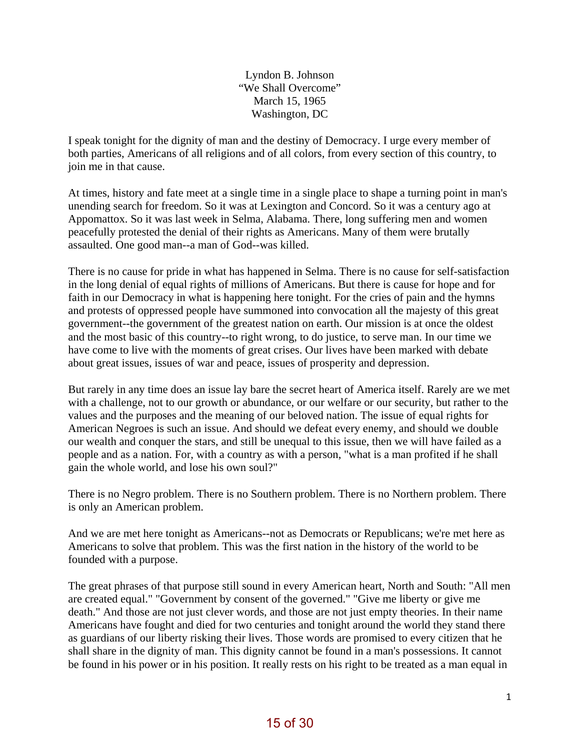Lyndon B. Johnson
"We Shall Overcome"
March 15, 1965
Washington, DC

I speak tonight for the dignity of man and the destiny of Democracy. I urge every member of both parties, Americans of all religions and of all colors, from every section of this country, to join me in that cause.

At times, history and fate meet at a single time in a single place to shape a turning point in man's unending search for freedom. So it was at Lexington and Concord. So it was a century ago at Appomattox. So it was last week in Selma, Alabama. There, long suffering men and women peacefully protested the denial of their rights as Americans. Many of them were brutally assaulted. One good man--a man of God--was killed.

There is no cause for pride in what has happened in Selma. There is no cause for self-satisfaction in the long denial of equal rights of millions of Americans. But there is cause for hope and for faith in our Democracy in what is happening here tonight. For the cries of pain and the hymns and protests of oppressed people have summoned into convocation all the majesty of this great government--the government of the greatest nation on earth. Our mission is at once the oldest and the most basic of this country--to right wrong, to do justice, to serve man. In our time we have come to live with the moments of great crises. Our lives have been marked with debate about great issues, issues of war and peace, issues of prosperity and depression.

But rarely in any time does an issue lay bare the secret heart of America itself. Rarely are we met with a challenge, not to our growth or abundance, or our welfare or our security, but rather to the values and the purposes and the meaning of our beloved nation. The issue of equal rights for American Negroes is such an issue. And should we defeat every enemy, and should we double our wealth and conquer the stars, and still be unequal to this issue, then we will have failed as a people and as a nation. For, with a country as with a person, "what is a man profited if he shall gain the whole world, and lose his own soul?"

There is no Negro problem. There is no Southern problem. There is no Northern problem. There is only an American problem.

And we are met here tonight as Americans--not as Democrats or Republicans; we're met here as Americans to solve that problem. This was the first nation in the history of the world to be founded with a purpose.

The great phrases of that purpose still sound in every American heart, North and South: "All men are created equal." "Government by consent of the governed." "Give me liberty or give me death." And those are not just clever words, and those are not just empty theories. In their name Americans have fought and died for two centuries and tonight around the world they stand there as guardians of our liberty risking their lives. Those words are promised to every citizen that he shall share in the dignity of man. This dignity cannot be found in a man's possessions. It cannot be found in his power or in his position. It really rests on his right to be treated as a man equal in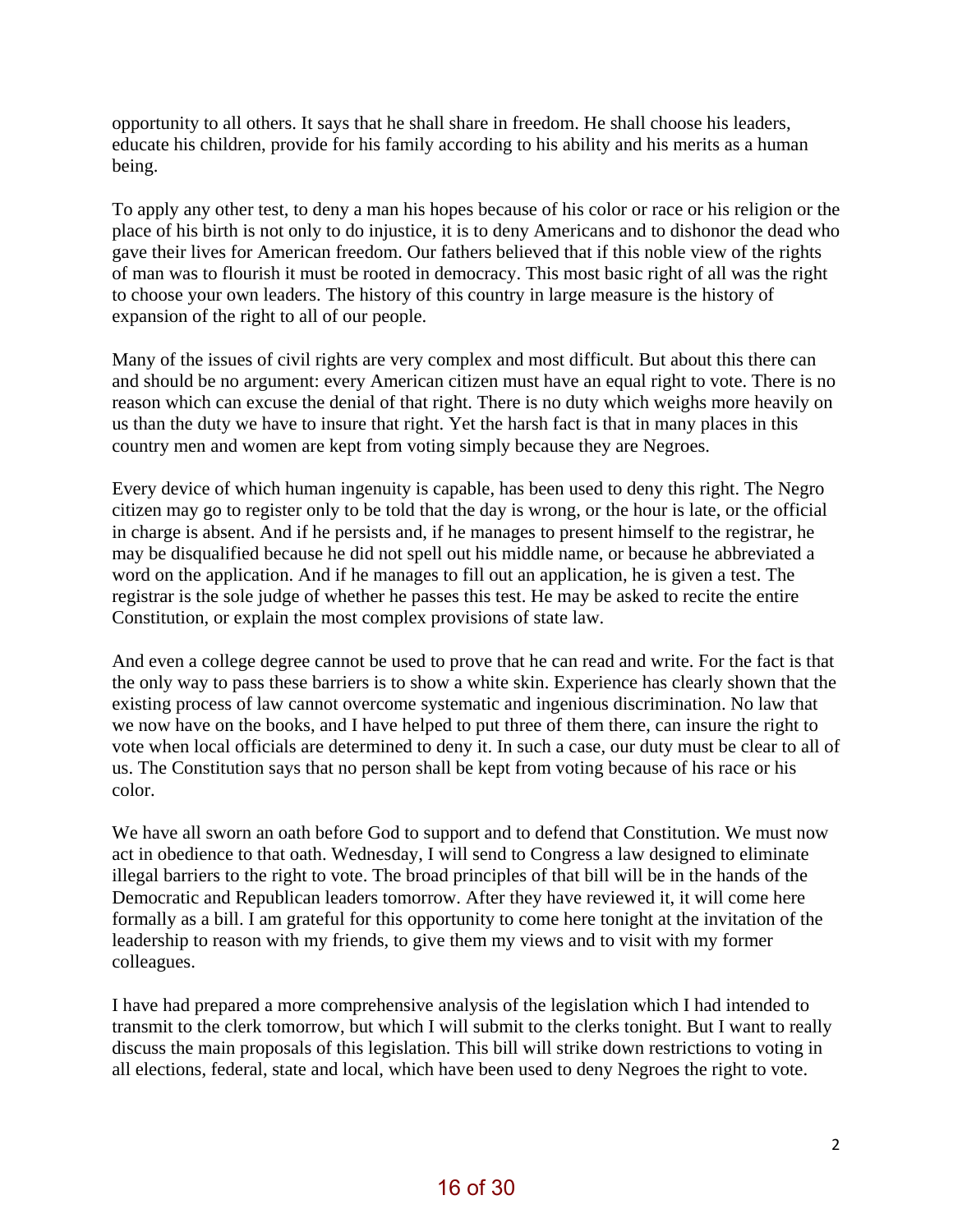opportunity to all others. It says that he shall share in freedom. He shall choose his leaders, educate his children, provide for his family according to his ability and his merits as a human being.

To apply any other test, to deny a man his hopes because of his color or race or his religion or the place of his birth is not only to do injustice, it is to deny Americans and to dishonor the dead who gave their lives for American freedom. Our fathers believed that if this noble view of the rights of man was to flourish it must be rooted in democracy. This most basic right of all was the right to choose your own leaders. The history of this country in large measure is the history of expansion of the right to all of our people.

Many of the issues of civil rights are very complex and most difficult. But about this there can and should be no argument: every American citizen must have an equal right to vote. There is no reason which can excuse the denial of that right. There is no duty which weighs more heavily on us than the duty we have to insure that right. Yet the harsh fact is that in many places in this country men and women are kept from voting simply because they are Negroes.

Every device of which human ingenuity is capable, has been used to deny this right. The Negro citizen may go to register only to be told that the day is wrong, or the hour is late, or the official in charge is absent. And if he persists and, if he manages to present himself to the registrar, he may be disqualified because he did not spell out his middle name, or because he abbreviated a word on the application. And if he manages to fill out an application, he is given a test. The registrar is the sole judge of whether he passes this test. He may be asked to recite the entire Constitution, or explain the most complex provisions of state law.

And even a college degree cannot be used to prove that he can read and write. For the fact is that the only way to pass these barriers is to show a white skin. Experience has clearly shown that the existing process of law cannot overcome systematic and ingenious discrimination. No law that we now have on the books, and I have helped to put three of them there, can insure the right to vote when local officials are determined to deny it. In such a case, our duty must be clear to all of us. The Constitution says that no person shall be kept from voting because of his race or his color.

We have all sworn an oath before God to support and to defend that Constitution. We must now act in obedience to that oath. Wednesday, I will send to Congress a law designed to eliminate illegal barriers to the right to vote. The broad principles of that bill will be in the hands of the Democratic and Republican leaders tomorrow. After they have reviewed it, it will come here formally as a bill. I am grateful for this opportunity to come here tonight at the invitation of the leadership to reason with my friends, to give them my views and to visit with my former colleagues.

I have had prepared a more comprehensive analysis of the legislation which I had intended to transmit to the clerk tomorrow, but which I will submit to the clerks tonight. But I want to really discuss the main proposals of this legislation. This bill will strike down restrictions to voting in all elections, federal, state and local, which have been used to deny Negroes the right to vote.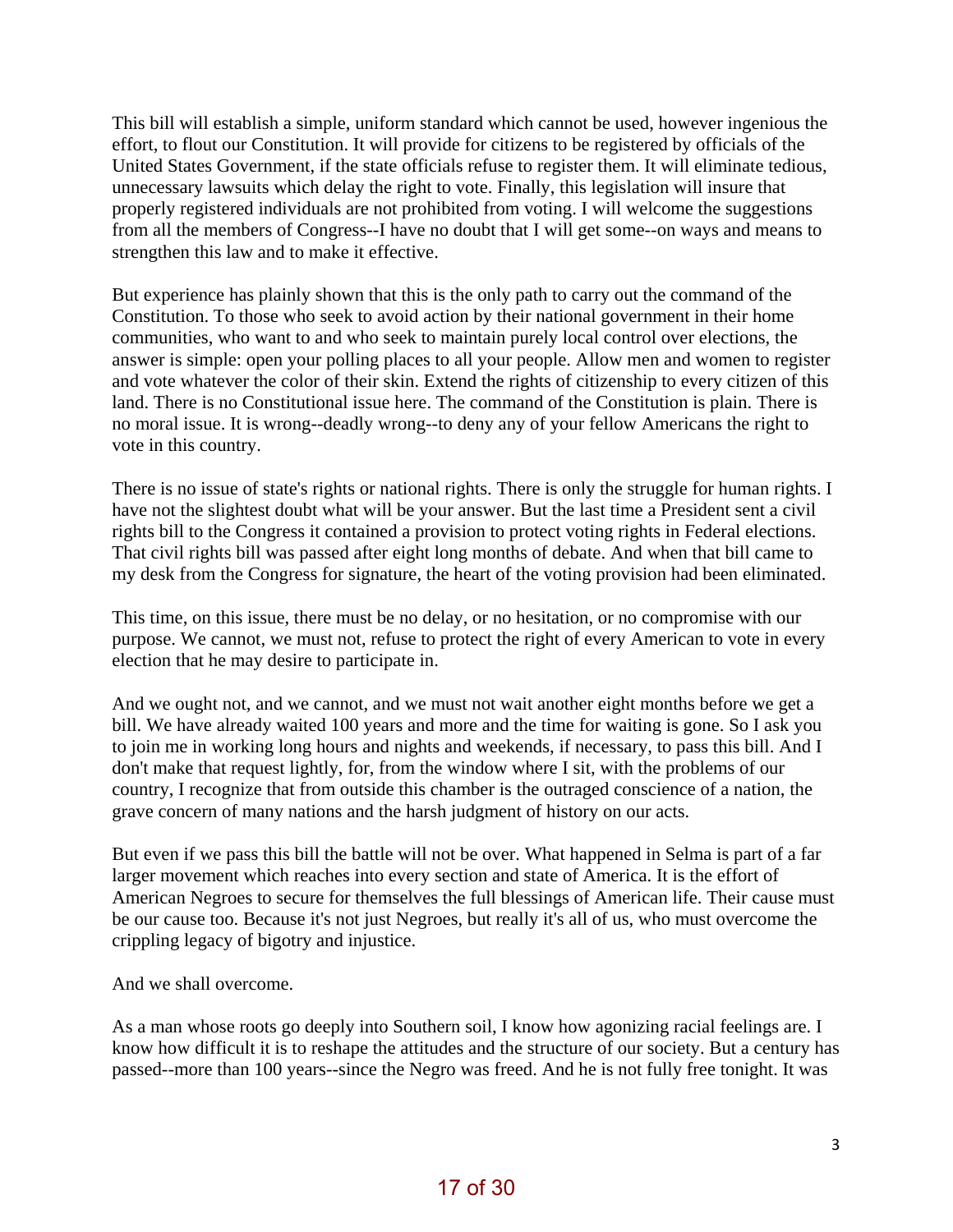This bill will establish a simple, uniform standard which cannot be used, however ingenious the effort, to flout our Constitution. It will provide for citizens to be registered by officials of the United States Government, if the state officials refuse to register them. It will eliminate tedious, unnecessary lawsuits which delay the right to vote. Finally, this legislation will insure that properly registered individuals are not prohibited from voting. I will welcome the suggestions from all the members of Congress--I have no doubt that I will get some--on ways and means to strengthen this law and to make it effective.

But experience has plainly shown that this is the only path to carry out the command of the Constitution. To those who seek to avoid action by their national government in their home communities, who want to and who seek to maintain purely local control over elections, the answer is simple: open your polling places to all your people. Allow men and women to register and vote whatever the color of their skin. Extend the rights of citizenship to every citizen of this land. There is no Constitutional issue here. The command of the Constitution is plain. There is no moral issue. It is wrong--deadly wrong--to deny any of your fellow Americans the right to vote in this country.

There is no issue of state's rights or national rights. There is only the struggle for human rights. I have not the slightest doubt what will be your answer. But the last time a President sent a civil rights bill to the Congress it contained a provision to protect voting rights in Federal elections. That civil rights bill was passed after eight long months of debate. And when that bill came to my desk from the Congress for signature, the heart of the voting provision had been eliminated.

This time, on this issue, there must be no delay, or no hesitation, or no compromise with our purpose. We cannot, we must not, refuse to protect the right of every American to vote in every election that he may desire to participate in.

And we ought not, and we cannot, and we must not wait another eight months before we get a bill. We have already waited 100 years and more and the time for waiting is gone. So I ask you to join me in working long hours and nights and weekends, if necessary, to pass this bill. And I don't make that request lightly, for, from the window where I sit, with the problems of our country, I recognize that from outside this chamber is the outraged conscience of a nation, the grave concern of many nations and the harsh judgment of history on our acts.

But even if we pass this bill the battle will not be over. What happened in Selma is part of a far larger movement which reaches into every section and state of America. It is the effort of American Negroes to secure for themselves the full blessings of American life. Their cause must be our cause too. Because it's not just Negroes, but really it's all of us, who must overcome the crippling legacy of bigotry and injustice.

And we shall overcome.

As a man whose roots go deeply into Southern soil, I know how agonizing racial feelings are. I know how difficult it is to reshape the attitudes and the structure of our society. But a century has passed--more than 100 years--since the Negro was freed. And he is not fully free tonight. It was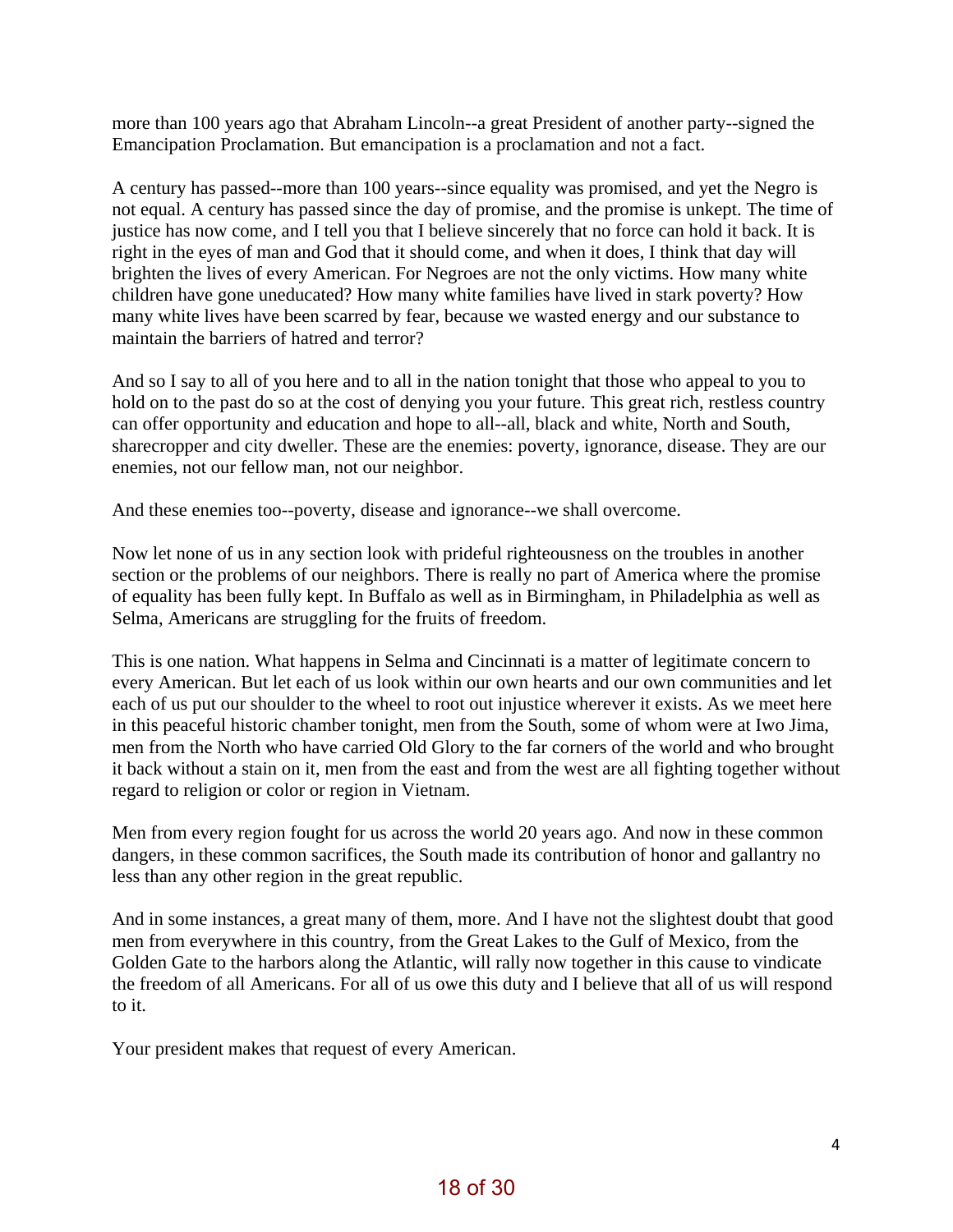more than 100 years ago that Abraham Lincoln--a great President of another party--signed the Emancipation Proclamation. But emancipation is a proclamation and not a fact.

A century has passed--more than 100 years--since equality was promised, and yet the Negro is not equal. A century has passed since the day of promise, and the promise is unkept. The time of justice has now come, and I tell you that I believe sincerely that no force can hold it back. It is right in the eyes of man and God that it should come, and when it does, I think that day will brighten the lives of every American. For Negroes are not the only victims. How many white children have gone uneducated? How many white families have lived in stark poverty? How many white lives have been scarred by fear, because we wasted energy and our substance to maintain the barriers of hatred and terror?

And so I say to all of you here and to all in the nation tonight that those who appeal to you to hold on to the past do so at the cost of denying you your future. This great rich, restless country can offer opportunity and education and hope to all--all, black and white, North and South, sharecropper and city dweller. These are the enemies: poverty, ignorance, disease. They are our enemies, not our fellow man, not our neighbor.

And these enemies too--poverty, disease and ignorance--we shall overcome.

Now let none of us in any section look with prideful righteousness on the troubles in another section or the problems of our neighbors. There is really no part of America where the promise of equality has been fully kept. In Buffalo as well as in Birmingham, in Philadelphia as well as Selma, Americans are struggling for the fruits of freedom.

This is one nation. What happens in Selma and Cincinnati is a matter of legitimate concern to every American. But let each of us look within our own hearts and our own communities and let each of us put our shoulder to the wheel to root out injustice wherever it exists. As we meet here in this peaceful historic chamber tonight, men from the South, some of whom were at Iwo Jima, men from the North who have carried Old Glory to the far corners of the world and who brought it back without a stain on it, men from the east and from the west are all fighting together without regard to religion or color or region in Vietnam.

Men from every region fought for us across the world 20 years ago. And now in these common dangers, in these common sacrifices, the South made its contribution of honor and gallantry no less than any other region in the great republic.

And in some instances, a great many of them, more. And I have not the slightest doubt that good men from everywhere in this country, from the Great Lakes to the Gulf of Mexico, from the Golden Gate to the harbors along the Atlantic, will rally now together in this cause to vindicate the freedom of all Americans. For all of us owe this duty and I believe that all of us will respond to it.

Your president makes that request of every American.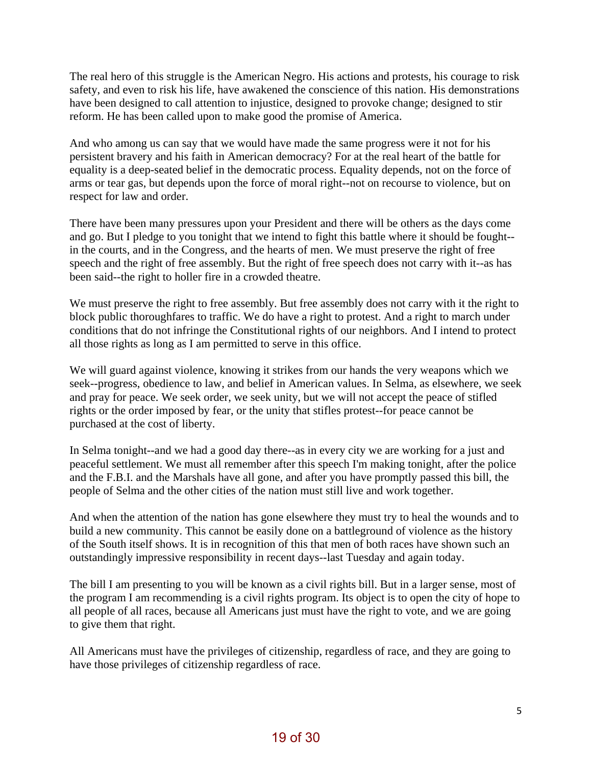The real hero of this struggle is the American Negro. His actions and protests, his courage to risk safety, and even to risk his life, have awakened the conscience of this nation. His demonstrations have been designed to call attention to injustice, designed to provoke change; designed to stir reform. He has been called upon to make good the promise of America.

And who among us can say that we would have made the same progress were it not for his persistent bravery and his faith in American democracy? For at the real heart of the battle for equality is a deep-seated belief in the democratic process. Equality depends, not on the force of arms or tear gas, but depends upon the force of moral right--not on recourse to violence, but on respect for law and order.

There have been many pressures upon your President and there will be others as the days come and go. But I pledge to you tonight that we intend to fight this battle where it should be fought--in the courts, and in the Congress, and the hearts of men. We must preserve the right of free speech and the right of free assembly. But the right of free speech does not carry with it--as has been said--the right to holler fire in a crowded theatre.

We must preserve the right to free assembly. But free assembly does not carry with it the right to block public thoroughfares to traffic. We do have a right to protest. And a right to march under conditions that do not infringe the Constitutional rights of our neighbors. And I intend to protect all those rights as long as I am permitted to serve in this office.

We will guard against violence, knowing it strikes from our hands the very weapons which we seek--progress, obedience to law, and belief in American values. In Selma, as elsewhere, we seek and pray for peace. We seek order, we seek unity, but we will not accept the peace of stifled rights or the order imposed by fear, or the unity that stifles protest--for peace cannot be purchased at the cost of liberty.

In Selma tonight--and we had a good day there--as in every city we are working for a just and peaceful settlement. We must all remember after this speech I'm making tonight, after the police and the F.B.I. and the Marshals have all gone, and after you have promptly passed this bill, the people of Selma and the other cities of the nation must still live and work together.

And when the attention of the nation has gone elsewhere they must try to heal the wounds and to build a new community. This cannot be easily done on a battleground of violence as the history of the South itself shows. It is in recognition of this that men of both races have shown such an outstandingly impressive responsibility in recent days--last Tuesday and again today.

The bill I am presenting to you will be known as a civil rights bill. But in a larger sense, most of the program I am recommending is a civil rights program. Its object is to open the city of hope to all people of all races, because all Americans just must have the right to vote, and we are going to give them that right.

All Americans must have the privileges of citizenship, regardless of race, and they are going to have those privileges of citizenship regardless of race.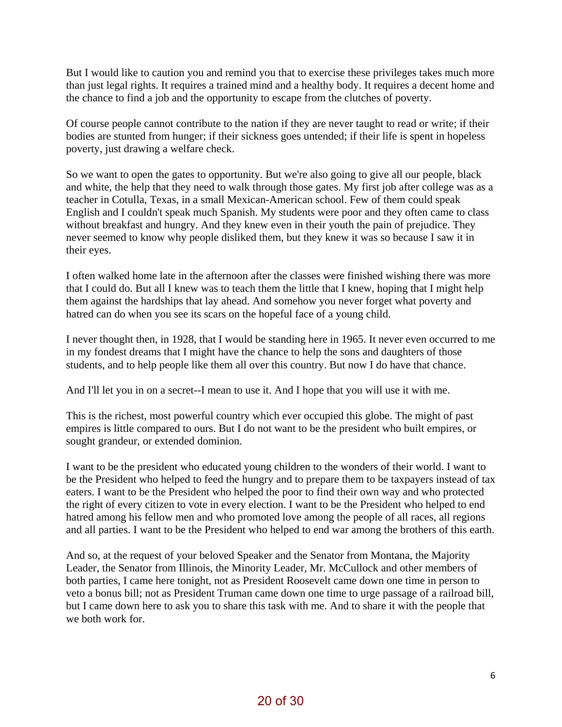But I would like to caution you and remind you that to exercise these privileges takes much more than just legal rights. It requires a trained mind and a healthy body. It requires a decent home and the chance to find a job and the opportunity to escape from the clutches of poverty.

Of course people cannot contribute to the nation if they are never taught to read or write; if their bodies are stunted from hunger; if their sickness goes untended; if their life is spent in hopeless poverty, just drawing a welfare check.

So we want to open the gates to opportunity. But we're also going to give all our people, black and white, the help that they need to walk through those gates. My first job after college was as a teacher in Cotulla, Texas, in a small Mexican-American school. Few of them could speak English and I couldn't speak much Spanish. My students were poor and they often came to class without breakfast and hungry. And they knew even in their youth the pain of prejudice. They never seemed to know why people disliked them, but they knew it was so because I saw it in their eyes.

I often walked home late in the afternoon after the classes were finished wishing there was more that I could do. But all I knew was to teach them the little that I knew, hoping that I might help them against the hardships that lay ahead. And somehow you never forget what poverty and hatred can do when you see its scars on the hopeful face of a young child.

I never thought then, in 1928, that I would be standing here in 1965. It never even occurred to me in my fondest dreams that I might have the chance to help the sons and daughters of those students, and to help people like them all over this country. But now I do have that chance.

And I'll let you in on a secret--I mean to use it. And I hope that you will use it with me.

This is the richest, most powerful country which ever occupied this globe. The might of past empires is little compared to ours. But I do not want to be the president who built empires, or sought grandeur, or extended dominion.

I want to be the president who educated young children to the wonders of their world. I want to be the President who helped to feed the hungry and to prepare them to be taxpayers instead of tax eaters. I want to be the President who helped the poor to find their own way and who protected the right of every citizen to vote in every election. I want to be the President who helped to end hatred among his fellow men and who promoted love among the people of all races, all regions and all parties. I want to be the President who helped to end war among the brothers of this earth.

And so, at the request of your beloved Speaker and the Senator from Montana, the Majority Leader, the Senator from Illinois, the Minority Leader, Mr. McCullock and other members of both parties, I came here tonight, not as President Roosevelt came down one time in person to veto a bonus bill; not as President Truman came down one time to urge passage of a railroad bill, but I came down here to ask you to share this task with me. And to share it with the people that we both work for.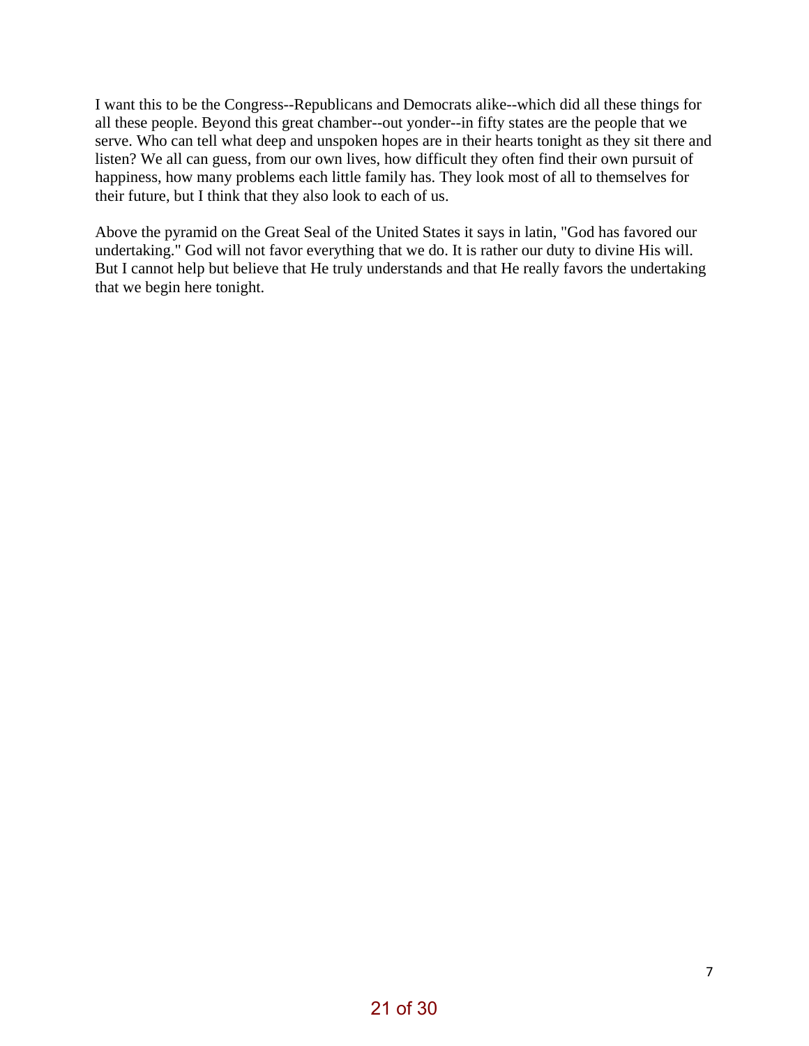I want this to be the Congress--Republicans and Democrats alike--which did all these things for all these people. Beyond this great chamber--out yonder--in fifty states are the people that we serve. Who can tell what deep and unspoken hopes are in their hearts tonight as they sit there and listen? We all can guess, from our own lives, how difficult they often find their own pursuit of happiness, how many problems each little family has. They look most of all to themselves for their future, but I think that they also look to each of us.

Above the pyramid on the Great Seal of the United States it says in latin, "God has favored our undertaking." God will not favor everything that we do. It is rather our duty to divine His will. But I cannot help but believe that He truly understands and that He really favors the undertaking that we begin here tonight.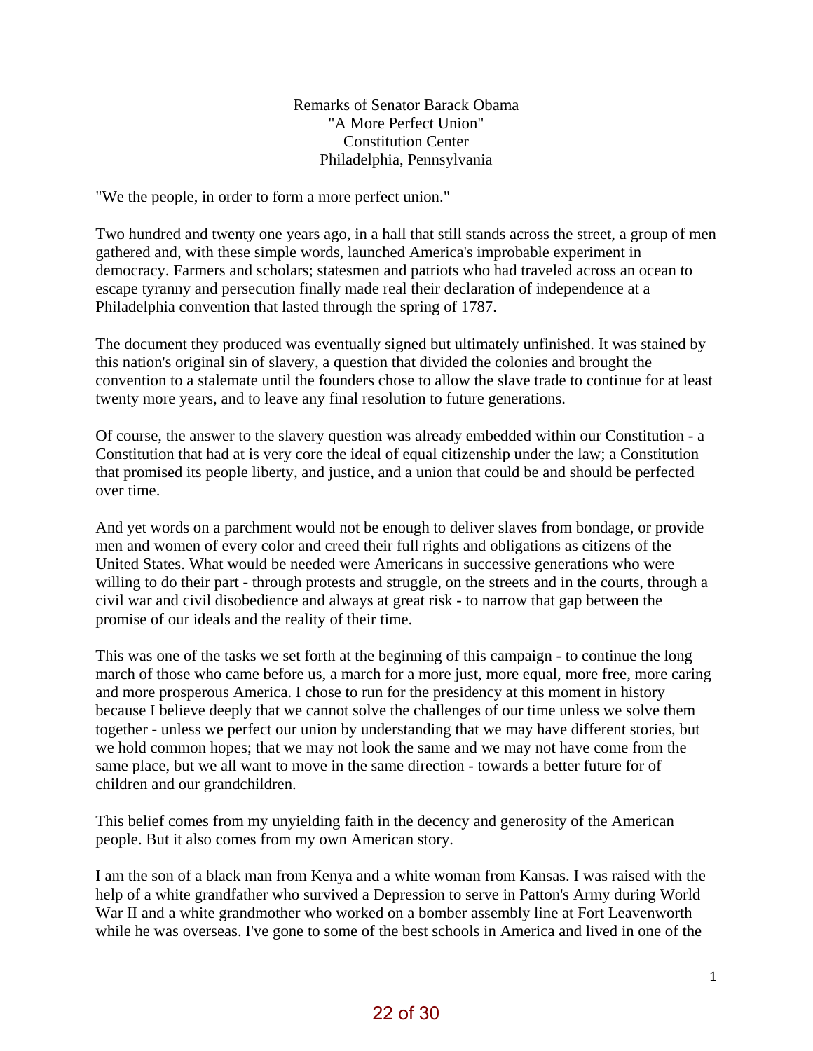Remarks of Senator Barack Obama
"A More Perfect Union"
Constitution Center
Philadelphia, Pennsylvania

"We the people, in order to form a more perfect union."

Two hundred and twenty one years ago, in a hall that still stands across the street, a group of men gathered and, with these simple words, launched America's improbable experiment in democracy. Farmers and scholars; statesmen and patriots who had traveled across an ocean to escape tyranny and persecution finally made real their declaration of independence at a Philadelphia convention that lasted through the spring of 1787.

The document they produced was eventually signed but ultimately unfinished. It was stained by this nation's original sin of slavery, a question that divided the colonies and brought the convention to a stalemate until the founders chose to allow the slave trade to continue for at least twenty more years, and to leave any final resolution to future generations.

Of course, the answer to the slavery question was already embedded within our Constitution - a Constitution that had at is very core the ideal of equal citizenship under the law; a Constitution that promised its people liberty, and justice, and a union that could be and should be perfected over time.

And yet words on a parchment would not be enough to deliver slaves from bondage, or provide men and women of every color and creed their full rights and obligations as citizens of the United States. What would be needed were Americans in successive generations who were willing to do their part - through protests and struggle, on the streets and in the courts, through a civil war and civil disobedience and always at great risk - to narrow that gap between the promise of our ideals and the reality of their time.

This was one of the tasks we set forth at the beginning of this campaign - to continue the long march of those who came before us, a march for a more just, more equal, more free, more caring and more prosperous America. I chose to run for the presidency at this moment in history because I believe deeply that we cannot solve the challenges of our time unless we solve them together - unless we perfect our union by understanding that we may have different stories, but we hold common hopes; that we may not look the same and we may not have come from the same place, but we all want to move in the same direction - towards a better future for of children and our grandchildren.

This belief comes from my unyielding faith in the decency and generosity of the American people. But it also comes from my own American story.

I am the son of a black man from Kenya and a white woman from Kansas. I was raised with the help of a white grandfather who survived a Depression to serve in Patton's Army during World War II and a white grandmother who worked on a bomber assembly line at Fort Leavenworth while he was overseas. I've gone to some of the best schools in America and lived in one of the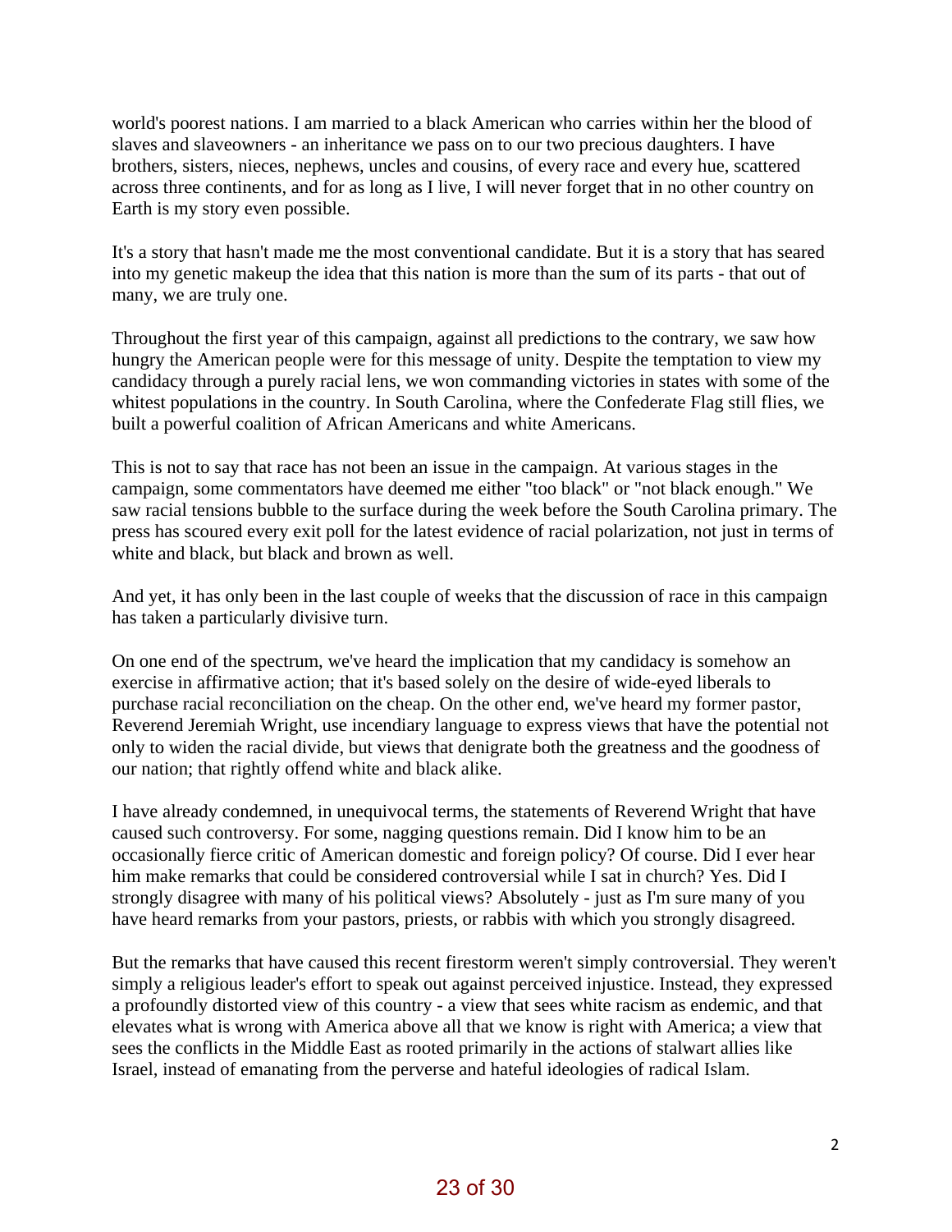world's poorest nations. I am married to a black American who carries within her the blood of slaves and slaveowners - an inheritance we pass on to our two precious daughters. I have brothers, sisters, nieces, nephews, uncles and cousins, of every race and every hue, scattered across three continents, and for as long as I live, I will never forget that in no other country on Earth is my story even possible.

It's a story that hasn't made me the most conventional candidate. But it is a story that has seared into my genetic makeup the idea that this nation is more than the sum of its parts - that out of many, we are truly one.

Throughout the first year of this campaign, against all predictions to the contrary, we saw how hungry the American people were for this message of unity. Despite the temptation to view my candidacy through a purely racial lens, we won commanding victories in states with some of the whitest populations in the country. In South Carolina, where the Confederate Flag still flies, we built a powerful coalition of African Americans and white Americans.

This is not to say that race has not been an issue in the campaign. At various stages in the campaign, some commentators have deemed me either "too black" or "not black enough." We saw racial tensions bubble to the surface during the week before the South Carolina primary. The press has scoured every exit poll for the latest evidence of racial polarization, not just in terms of white and black, but black and brown as well.

And yet, it has only been in the last couple of weeks that the discussion of race in this campaign has taken a particularly divisive turn.

On one end of the spectrum, we've heard the implication that my candidacy is somehow an exercise in affirmative action; that it's based solely on the desire of wide-eyed liberals to purchase racial reconciliation on the cheap. On the other end, we've heard my former pastor, Reverend Jeremiah Wright, use incendiary language to express views that have the potential not only to widen the racial divide, but views that denigrate both the greatness and the goodness of our nation; that rightly offend white and black alike.

I have already condemned, in unequivocal terms, the statements of Reverend Wright that have caused such controversy. For some, nagging questions remain. Did I know him to be an occasionally fierce critic of American domestic and foreign policy? Of course. Did I ever hear him make remarks that could be considered controversial while I sat in church? Yes. Did I strongly disagree with many of his political views? Absolutely - just as I'm sure many of you have heard remarks from your pastors, priests, or rabbis with which you strongly disagreed.

But the remarks that have caused this recent firestorm weren't simply controversial. They weren't simply a religious leader's effort to speak out against perceived injustice. Instead, they expressed a profoundly distorted view of this country - a view that sees white racism as endemic, and that elevates what is wrong with America above all that we know is right with America; a view that sees the conflicts in the Middle East as rooted primarily in the actions of stalwart allies like Israel, instead of emanating from the perverse and hateful ideologies of radical Islam.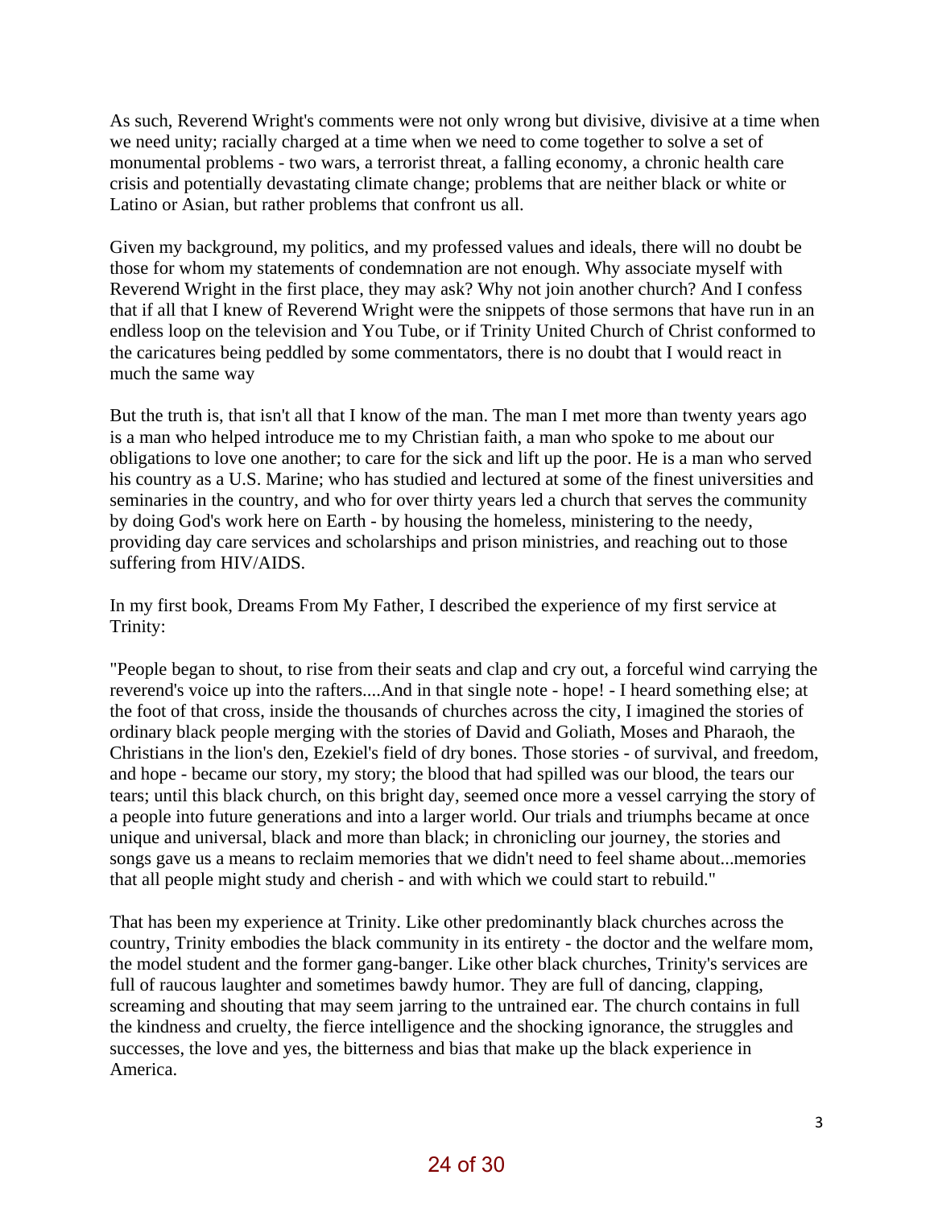As such, Reverend Wright's comments were not only wrong but divisive, divisive at a time when we need unity; racially charged at a time when we need to come together to solve a set of monumental problems - two wars, a terrorist threat, a falling economy, a chronic health care crisis and potentially devastating climate change; problems that are neither black or white or Latino or Asian, but rather problems that confront us all.

Given my background, my politics, and my professed values and ideals, there will no doubt be those for whom my statements of condemnation are not enough. Why associate myself with Reverend Wright in the first place, they may ask? Why not join another church? And I confess that if all that I knew of Reverend Wright were the snippets of those sermons that have run in an endless loop on the television and You Tube, or if Trinity United Church of Christ conformed to the caricatures being peddled by some commentators, there is no doubt that I would react in much the same way

But the truth is, that isn't all that I know of the man. The man I met more than twenty years ago is a man who helped introduce me to my Christian faith, a man who spoke to me about our obligations to love one another; to care for the sick and lift up the poor. He is a man who served his country as a U.S. Marine; who has studied and lectured at some of the finest universities and seminaries in the country, and who for over thirty years led a church that serves the community by doing God's work here on Earth - by housing the homeless, ministering to the needy, providing day care services and scholarships and prison ministries, and reaching out to those suffering from HIV/AIDS.

In my first book, Dreams From My Father, I described the experience of my first service at Trinity:

"People began to shout, to rise from their seats and clap and cry out, a forceful wind carrying the reverend's voice up into the rafters....And in that single note - hope! - I heard something else; at the foot of that cross, inside the thousands of churches across the city, I imagined the stories of ordinary black people merging with the stories of David and Goliath, Moses and Pharaoh, the Christians in the lion's den, Ezekiel's field of dry bones. Those stories - of survival, and freedom, and hope - became our story, my story; the blood that had spilled was our blood, the tears our tears; until this black church, on this bright day, seemed once more a vessel carrying the story of a people into future generations and into a larger world. Our trials and triumphs became at once unique and universal, black and more than black; in chronicling our journey, the stories and songs gave us a means to reclaim memories that we didn't need to feel shame about...memories that all people might study and cherish - and with which we could start to rebuild."

That has been my experience at Trinity. Like other predominantly black churches across the country, Trinity embodies the black community in its entirety - the doctor and the welfare mom, the model student and the former gang-banger. Like other black churches, Trinity's services are full of raucous laughter and sometimes bawdy humor. They are full of dancing, clapping, screaming and shouting that may seem jarring to the untrained ear. The church contains in full the kindness and cruelty, the fierce intelligence and the shocking ignorance, the struggles and successes, the love and yes, the bitterness and bias that make up the black experience in America.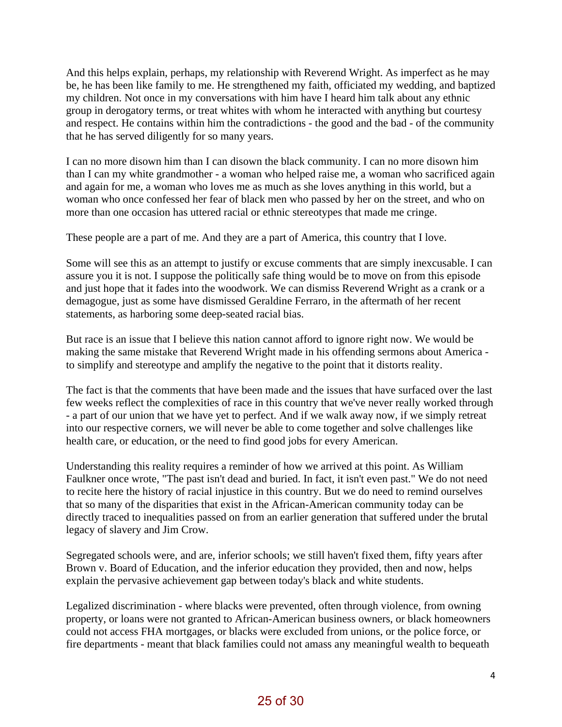And this helps explain, perhaps, my relationship with Reverend Wright. As imperfect as he may be, he has been like family to me. He strengthened my faith, officiated my wedding, and baptized my children. Not once in my conversations with him have I heard him talk about any ethnic group in derogatory terms, or treat whites with whom he interacted with anything but courtesy and respect. He contains within him the contradictions - the good and the bad - of the community that he has served diligently for so many years.

I can no more disown him than I can disown the black community. I can no more disown him than I can my white grandmother - a woman who helped raise me, a woman who sacrificed again and again for me, a woman who loves me as much as she loves anything in this world, but a woman who once confessed her fear of black men who passed by her on the street, and who on more than one occasion has uttered racial or ethnic stereotypes that made me cringe.

These people are a part of me. And they are a part of America, this country that I love.

Some will see this as an attempt to justify or excuse comments that are simply inexcusable. I can assure you it is not. I suppose the politically safe thing would be to move on from this episode and just hope that it fades into the woodwork. We can dismiss Reverend Wright as a crank or a demagogue, just as some have dismissed Geraldine Ferraro, in the aftermath of her recent statements, as harboring some deep-seated racial bias.

But race is an issue that I believe this nation cannot afford to ignore right now. We would be making the same mistake that Reverend Wright made in his offending sermons about America - to simplify and stereotype and amplify the negative to the point that it distorts reality.

The fact is that the comments that have been made and the issues that have surfaced over the last few weeks reflect the complexities of race in this country that we've never really worked through - a part of our union that we have yet to perfect. And if we walk away now, if we simply retreat into our respective corners, we will never be able to come together and solve challenges like health care, or education, or the need to find good jobs for every American.

Understanding this reality requires a reminder of how we arrived at this point. As William Faulkner once wrote, "The past isn't dead and buried. In fact, it isn't even past." We do not need to recite here the history of racial injustice in this country. But we do need to remind ourselves that so many of the disparities that exist in the African-American community today can be directly traced to inequalities passed on from an earlier generation that suffered under the brutal legacy of slavery and Jim Crow.

Segregated schools were, and are, inferior schools; we still haven't fixed them, fifty years after Brown v. Board of Education, and the inferior education they provided, then and now, helps explain the pervasive achievement gap between today's black and white students.

Legalized discrimination - where blacks were prevented, often through violence, from owning property, or loans were not granted to African-American business owners, or black homeowners could not access FHA mortgages, or blacks were excluded from unions, or the police force, or fire departments - meant that black families could not amass any meaningful wealth to bequeath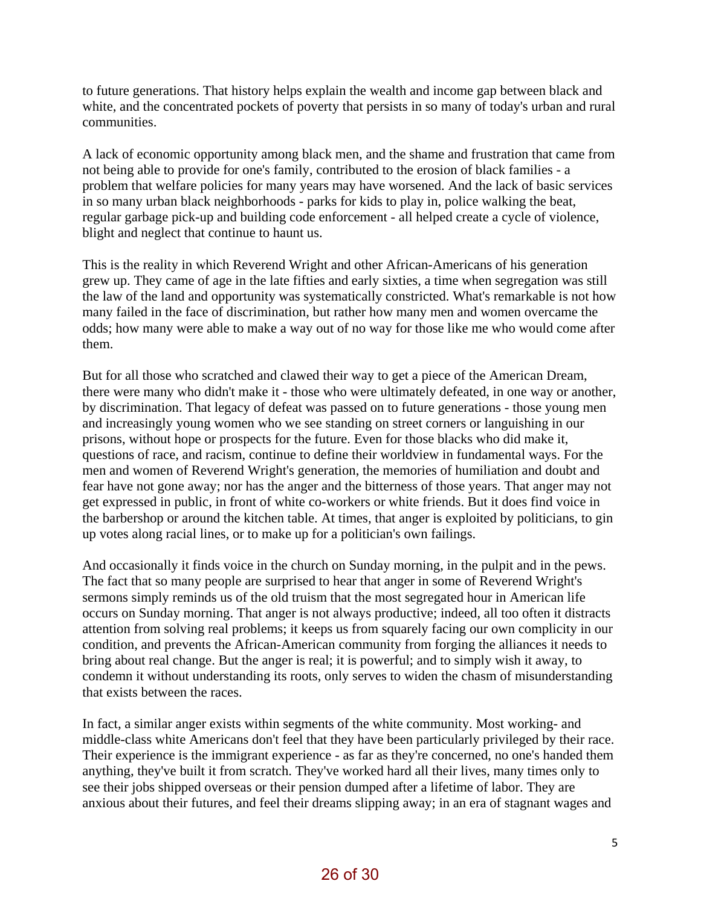to future generations. That history helps explain the wealth and income gap between black and white, and the concentrated pockets of poverty that persists in so many of today's urban and rural communities.

A lack of economic opportunity among black men, and the shame and frustration that came from not being able to provide for one's family, contributed to the erosion of black families - a problem that welfare policies for many years may have worsened. And the lack of basic services in so many urban black neighborhoods - parks for kids to play in, police walking the beat, regular garbage pick-up and building code enforcement - all helped create a cycle of violence, blight and neglect that continue to haunt us.

This is the reality in which Reverend Wright and other African-Americans of his generation grew up. They came of age in the late fifties and early sixties, a time when segregation was still the law of the land and opportunity was systematically constricted. What's remarkable is not how many failed in the face of discrimination, but rather how many men and women overcame the odds; how many were able to make a way out of no way for those like me who would come after them.

But for all those who scratched and clawed their way to get a piece of the American Dream, there were many who didn't make it - those who were ultimately defeated, in one way or another, by discrimination. That legacy of defeat was passed on to future generations - those young men and increasingly young women who we see standing on street corners or languishing in our prisons, without hope or prospects for the future. Even for those blacks who did make it, questions of race, and racism, continue to define their worldview in fundamental ways. For the men and women of Reverend Wright's generation, the memories of humiliation and doubt and fear have not gone away; nor has the anger and the bitterness of those years. That anger may not get expressed in public, in front of white co-workers or white friends. But it does find voice in the barbershop or around the kitchen table. At times, that anger is exploited by politicians, to gin up votes along racial lines, or to make up for a politician's own failings.

And occasionally it finds voice in the church on Sunday morning, in the pulpit and in the pews. The fact that so many people are surprised to hear that anger in some of Reverend Wright's sermons simply reminds us of the old truism that the most segregated hour in American life occurs on Sunday morning. That anger is not always productive; indeed, all too often it distracts attention from solving real problems; it keeps us from squarely facing our own complicity in our condition, and prevents the African-American community from forging the alliances it needs to bring about real change. But the anger is real; it is powerful; and to simply wish it away, to condemn it without understanding its roots, only serves to widen the chasm of misunderstanding that exists between the races.

In fact, a similar anger exists within segments of the white community. Most working- and middle-class white Americans don't feel that they have been particularly privileged by their race. Their experience is the immigrant experience - as far as they're concerned, no one's handed them anything, they've built it from scratch. They've worked hard all their lives, many times only to see their jobs shipped overseas or their pension dumped after a lifetime of labor. They are anxious about their futures, and feel their dreams slipping away; in an era of stagnant wages and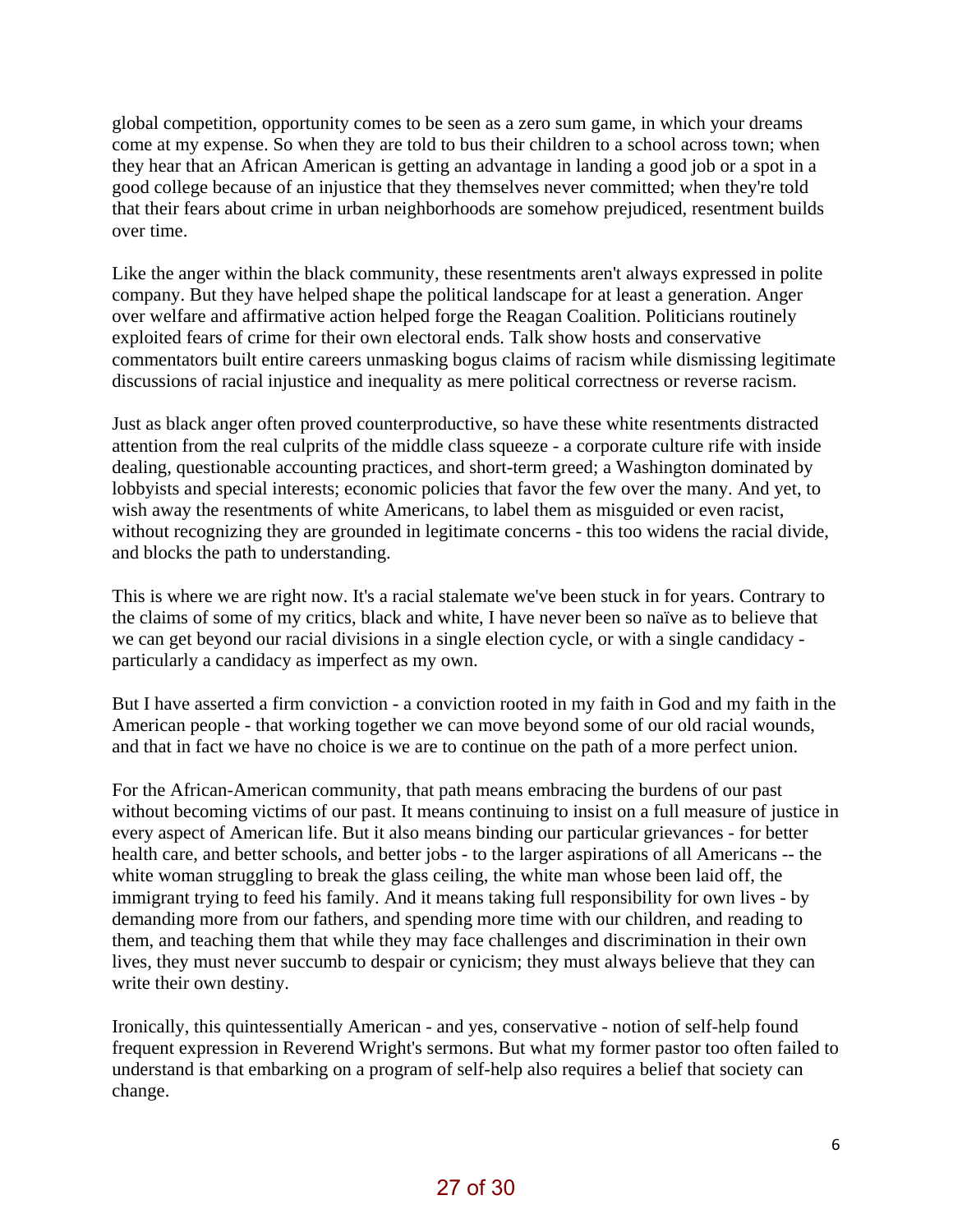global competition, opportunity comes to be seen as a zero sum game, in which your dreams come at my expense. So when they are told to bus their children to a school across town; when they hear that an African American is getting an advantage in landing a good job or a spot in a good college because of an injustice that they themselves never committed; when they're told that their fears about crime in urban neighborhoods are somehow prejudiced, resentment builds over time.

Like the anger within the black community, these resentments aren't always expressed in polite company. But they have helped shape the political landscape for at least a generation. Anger over welfare and affirmative action helped forge the Reagan Coalition. Politicians routinely exploited fears of crime for their own electoral ends. Talk show hosts and conservative commentators built entire careers unmasking bogus claims of racism while dismissing legitimate discussions of racial injustice and inequality as mere political correctness or reverse racism.

Just as black anger often proved counterproductive, so have these white resentments distracted attention from the real culprits of the middle class squeeze - a corporate culture rife with inside dealing, questionable accounting practices, and short-term greed; a Washington dominated by lobbyists and special interests; economic policies that favor the few over the many. And yet, to wish away the resentments of white Americans, to label them as misguided or even racist, without recognizing they are grounded in legitimate concerns - this too widens the racial divide, and blocks the path to understanding.

This is where we are right now. It's a racial stalemate we've been stuck in for years. Contrary to the claims of some of my critics, black and white, I have never been so naïve as to believe that we can get beyond our racial divisions in a single election cycle, or with a single candidacy - particularly a candidacy as imperfect as my own.

But I have asserted a firm conviction - a conviction rooted in my faith in God and my faith in the American people - that working together we can move beyond some of our old racial wounds, and that in fact we have no choice is we are to continue on the path of a more perfect union.

For the African-American community, that path means embracing the burdens of our past without becoming victims of our past. It means continuing to insist on a full measure of justice in every aspect of American life. But it also means binding our particular grievances - for better health care, and better schools, and better jobs - to the larger aspirations of all Americans -- the white woman struggling to break the glass ceiling, the white man whose been laid off, the immigrant trying to feed his family. And it means taking full responsibility for own lives - by demanding more from our fathers, and spending more time with our children, and reading to them, and teaching them that while they may face challenges and discrimination in their own lives, they must never succumb to despair or cynicism; they must always believe that they can write their own destiny.

Ironically, this quintessentially American - and yes, conservative - notion of self-help found frequent expression in Reverend Wright's sermons. But what my former pastor too often failed to understand is that embarking on a program of self-help also requires a belief that society can change.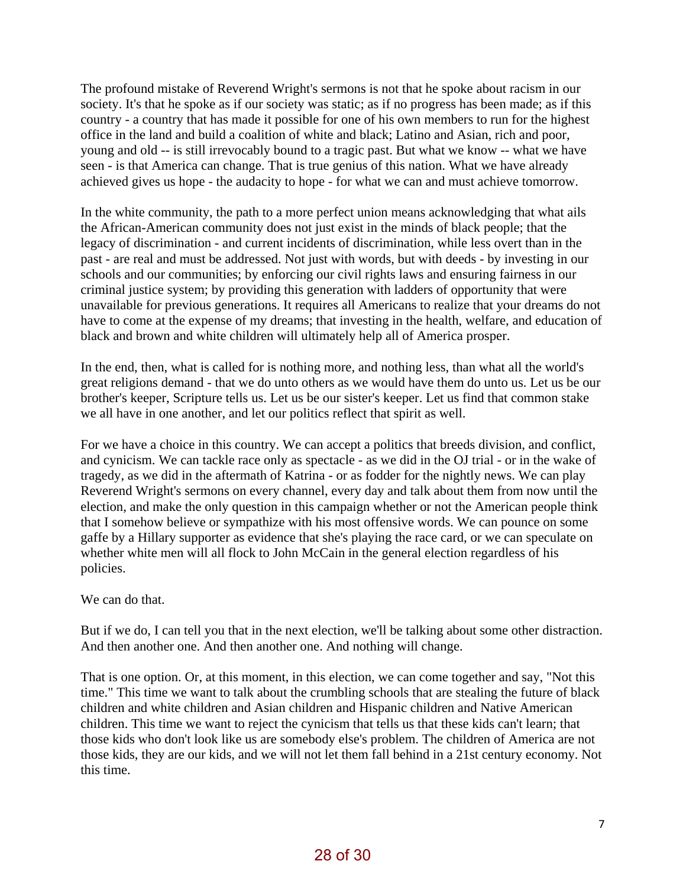The profound mistake of Reverend Wright's sermons is not that he spoke about racism in our society. It's that he spoke as if our society was static; as if no progress has been made; as if this country - a country that has made it possible for one of his own members to run for the highest office in the land and build a coalition of white and black; Latino and Asian, rich and poor, young and old -- is still irrevocably bound to a tragic past. But what we know -- what we have seen - is that America can change. That is true genius of this nation. What we have already achieved gives us hope - the audacity to hope - for what we can and must achieve tomorrow.

In the white community, the path to a more perfect union means acknowledging that what ails the African-American community does not just exist in the minds of black people; that the legacy of discrimination - and current incidents of discrimination, while less overt than in the past - are real and must be addressed. Not just with words, but with deeds - by investing in our schools and our communities; by enforcing our civil rights laws and ensuring fairness in our criminal justice system; by providing this generation with ladders of opportunity that were unavailable for previous generations. It requires all Americans to realize that your dreams do not have to come at the expense of my dreams; that investing in the health, welfare, and education of black and brown and white children will ultimately help all of America prosper.

In the end, then, what is called for is nothing more, and nothing less, than what all the world's great religions demand - that we do unto others as we would have them do unto us. Let us be our brother's keeper, Scripture tells us. Let us be our sister's keeper. Let us find that common stake we all have in one another, and let our politics reflect that spirit as well.

For we have a choice in this country. We can accept a politics that breeds division, and conflict, and cynicism. We can tackle race only as spectacle - as we did in the OJ trial - or in the wake of tragedy, as we did in the aftermath of Katrina - or as fodder for the nightly news. We can play Reverend Wright's sermons on every channel, every day and talk about them from now until the election, and make the only question in this campaign whether or not the American people think that I somehow believe or sympathize with his most offensive words. We can pounce on some gaffe by a Hillary supporter as evidence that she's playing the race card, or we can speculate on whether white men will all flock to John McCain in the general election regardless of his policies.

We can do that.

But if we do, I can tell you that in the next election, we'll be talking about some other distraction. And then another one. And then another one. And nothing will change.

That is one option. Or, at this moment, in this election, we can come together and say, "Not this time." This time we want to talk about the crumbling schools that are stealing the future of black children and white children and Asian children and Hispanic children and Native American children. This time we want to reject the cynicism that tells us that these kids can't learn; that those kids who don't look like us are somebody else's problem. The children of America are not those kids, they are our kids, and we will not let them fall behind in a 21st century economy. Not this time.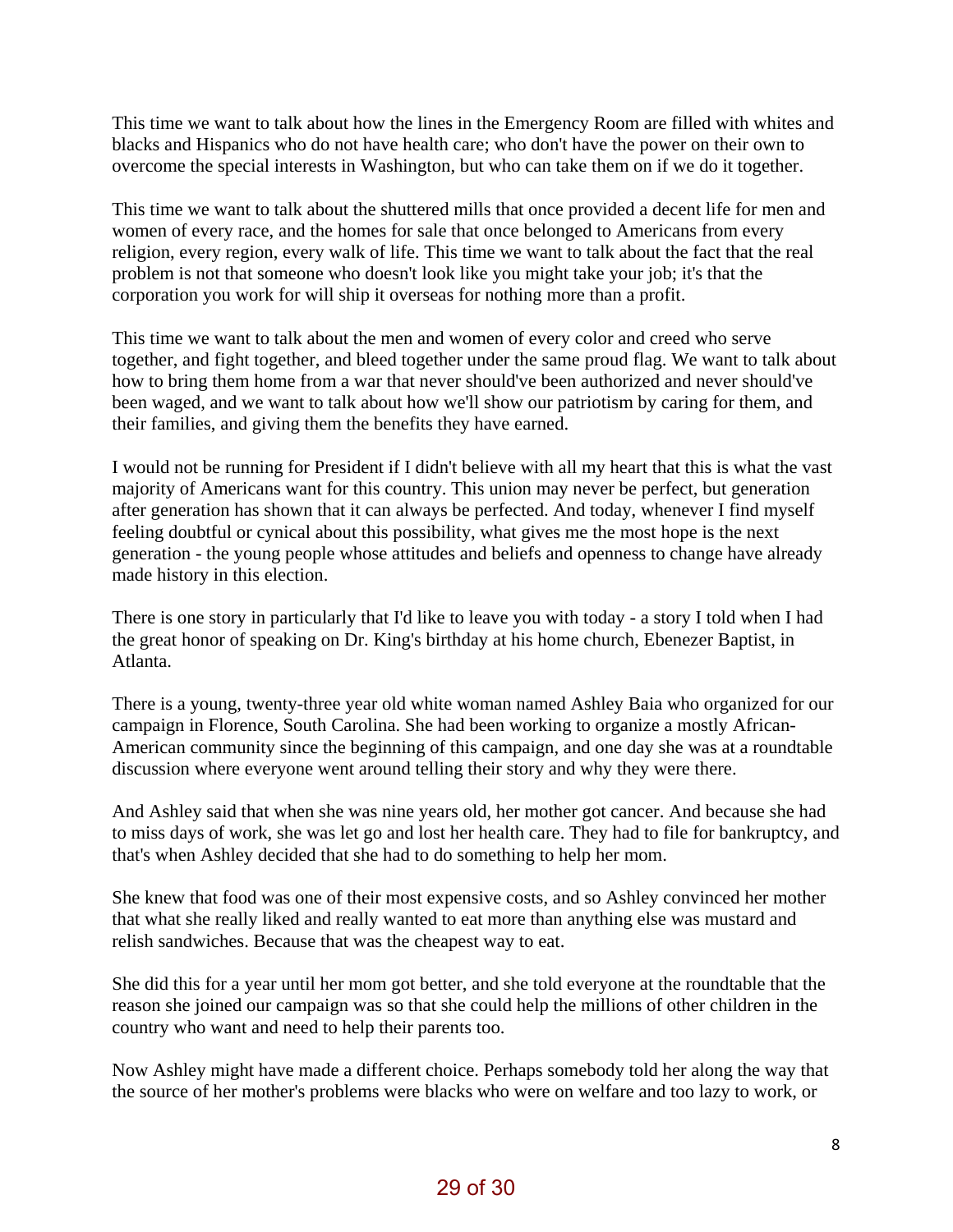This time we want to talk about how the lines in the Emergency Room are filled with whites and blacks and Hispanics who do not have health care; who don't have the power on their own to overcome the special interests in Washington, but who can take them on if we do it together.

This time we want to talk about the shuttered mills that once provided a decent life for men and women of every race, and the homes for sale that once belonged to Americans from every religion, every region, every walk of life. This time we want to talk about the fact that the real problem is not that someone who doesn't look like you might take your job; it's that the corporation you work for will ship it overseas for nothing more than a profit.

This time we want to talk about the men and women of every color and creed who serve together, and fight together, and bleed together under the same proud flag. We want to talk about how to bring them home from a war that never should've been authorized and never should've been waged, and we want to talk about how we'll show our patriotism by caring for them, and their families, and giving them the benefits they have earned.

I would not be running for President if I didn't believe with all my heart that this is what the vast majority of Americans want for this country. This union may never be perfect, but generation after generation has shown that it can always be perfected. And today, whenever I find myself feeling doubtful or cynical about this possibility, what gives me the most hope is the next generation - the young people whose attitudes and beliefs and openness to change have already made history in this election.

There is one story in particularly that I'd like to leave you with today - a story I told when I had the great honor of speaking on Dr. King's birthday at his home church, Ebenezer Baptist, in Atlanta.

There is a young, twenty-three year old white woman named Ashley Baia who organized for our campaign in Florence, South Carolina. She had been working to organize a mostly African-American community since the beginning of this campaign, and one day she was at a roundtable discussion where everyone went around telling their story and why they were there.

And Ashley said that when she was nine years old, her mother got cancer. And because she had to miss days of work, she was let go and lost her health care. They had to file for bankruptcy, and that's when Ashley decided that she had to do something to help her mom.

She knew that food was one of their most expensive costs, and so Ashley convinced her mother that what she really liked and really wanted to eat more than anything else was mustard and relish sandwiches. Because that was the cheapest way to eat.

She did this for a year until her mom got better, and she told everyone at the roundtable that the reason she joined our campaign was so that she could help the millions of other children in the country who want and need to help their parents too.

Now Ashley might have made a different choice. Perhaps somebody told her along the way that the source of her mother's problems were blacks who were on welfare and too lazy to work, or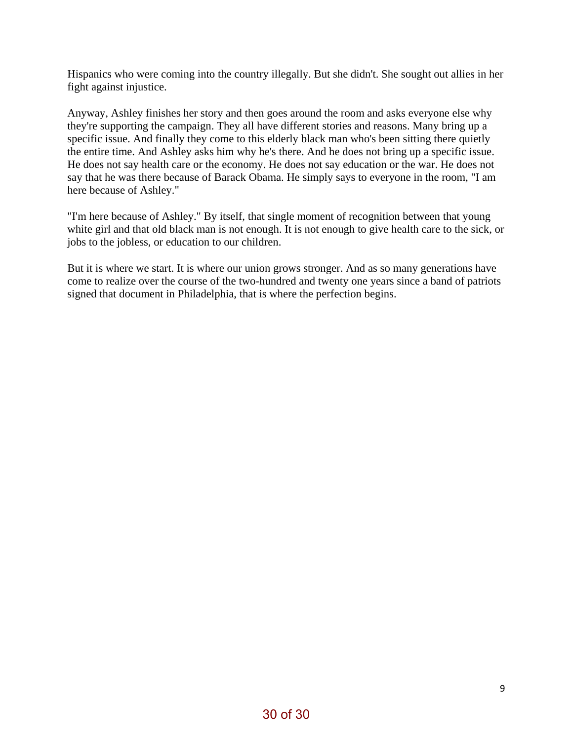Hispanics who were coming into the country illegally. But she didn't. She sought out allies in her fight against injustice.

Anyway, Ashley finishes her story and then goes around the room and asks everyone else why they're supporting the campaign. They all have different stories and reasons. Many bring up a specific issue. And finally they come to this elderly black man who's been sitting there quietly the entire time. And Ashley asks him why he's there. And he does not bring up a specific issue. He does not say health care or the economy. He does not say education or the war. He does not say that he was there because of Barack Obama. He simply says to everyone in the room, "I am here because of Ashley."

"I'm here because of Ashley." By itself, that single moment of recognition between that young white girl and that old black man is not enough. It is not enough to give health care to the sick, or jobs to the jobless, or education to our children.

But it is where we start. It is where our union grows stronger. And as so many generations have come to realize over the course of the two-hundred and twenty one years since a band of patriots signed that document in Philadelphia, that is where the perfection begins.